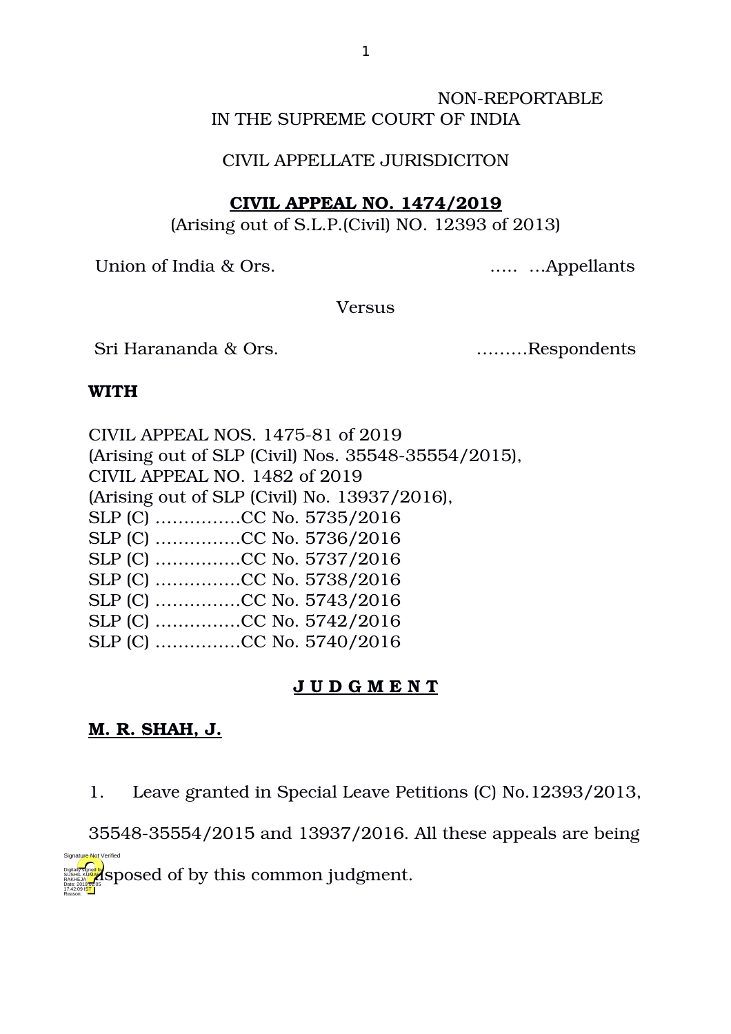NON-REPORTABLE

IN THE SUPREME COURT OF INDIA

CIVIL APPELLATE JURISDICITON

**CIVIL APPEAL NO. 1474/2019**
(Arising out of S.L.P.(Civil) NO. 12393 of 2013)

Union of India & Ors. ..... ...Appellants

Versus

Sri Harananda & Ors. .........Respondents

**WITH**

CIVIL APPEAL NOS. 1475-81 of 2019
(Arising out of SLP (Civil) Nos. 35548-35554/2015),
CIVIL APPEAL NO. 1482 of 2019
(Arising out of SLP (Civil) No. 13937/2016),
SLP (C) ...............CC No. 5735/2016
SLP (C) ...............CC No. 5736/2016
SLP (C) ...............CC No. 5737/2016
SLP (C) ...............CC No. 5738/2016
SLP (C) ...............CC No. 5743/2016
SLP (C) ...............CC No. 5742/2016
SLP (C) ...............CC No. 5740/2016

**J U D G M E N T**

**M. R. SHAH, J.**

1. Leave granted in Special Leave Petitions (C) No.12393/2013, 35548-35554/2015 and 13937/2016. All these appeals are being disposed of by this common judgment.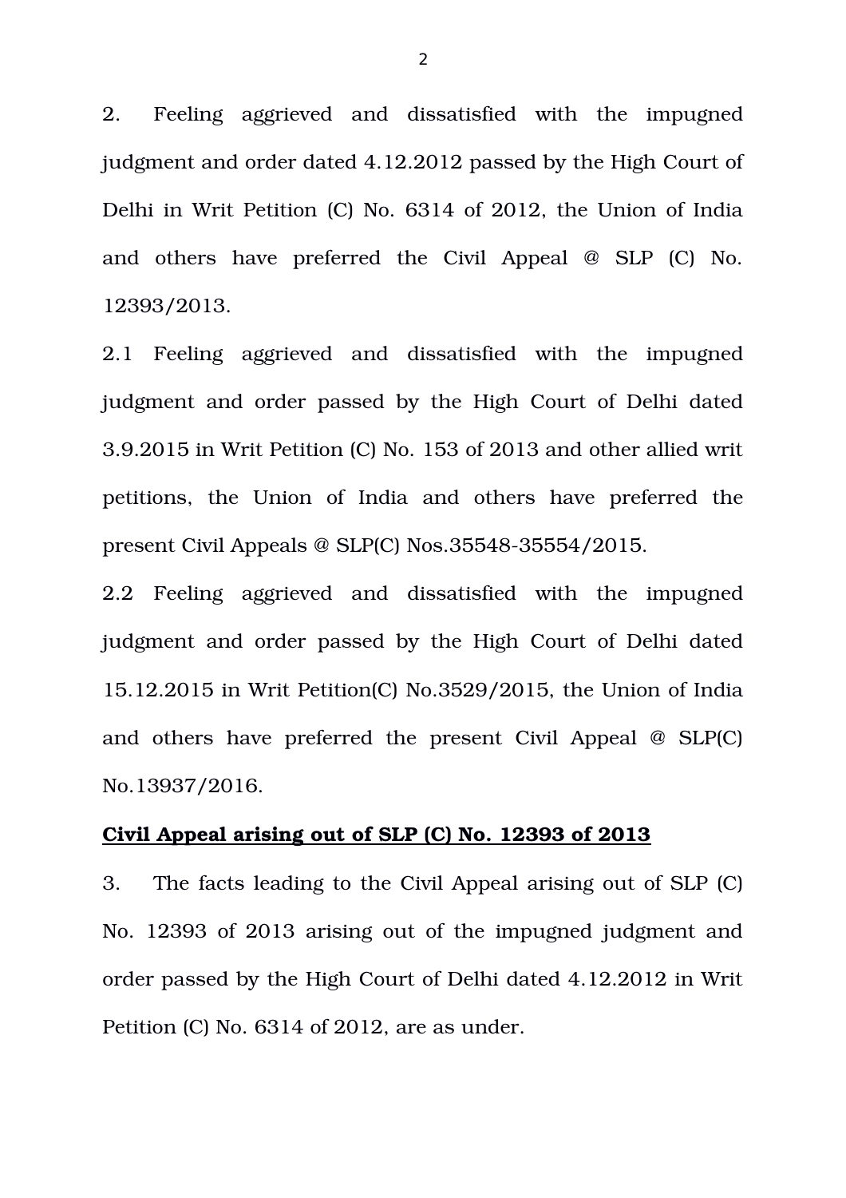2. Feeling aggrieved and dissatisfied with the impugned judgment and order dated 4.12.2012 passed by the High Court of Delhi in Writ Petition (C) No. 6314 of 2012, the Union of India and others have preferred the Civil Appeal @ SLP (C) No. 12393/2013.

2.1 Feeling aggrieved and dissatisfied with the impugned judgment and order passed by the High Court of Delhi dated 3.9.2015 in Writ Petition (C) No. 153 of 2013 and other allied writ petitions, the Union of India and others have preferred the present Civil Appeals @ SLP(C) Nos.35548-35554/2015.

2.2 Feeling aggrieved and dissatisfied with the impugned judgment and order passed by the High Court of Delhi dated 15.12.2015 in Writ Petition(C) No.3529/2015, the Union of India and others have preferred the present Civil Appeal @ SLP(C) No.13937/2016.

**Civil Appeal arising out of SLP (C) No. 12393 of 2013**

3. The facts leading to the Civil Appeal arising out of SLP (C) No. 12393 of 2013 arising out of the impugned judgment and order passed by the High Court of Delhi dated 4.12.2012 in Writ Petition (C) No. 6314 of 2012, are as under.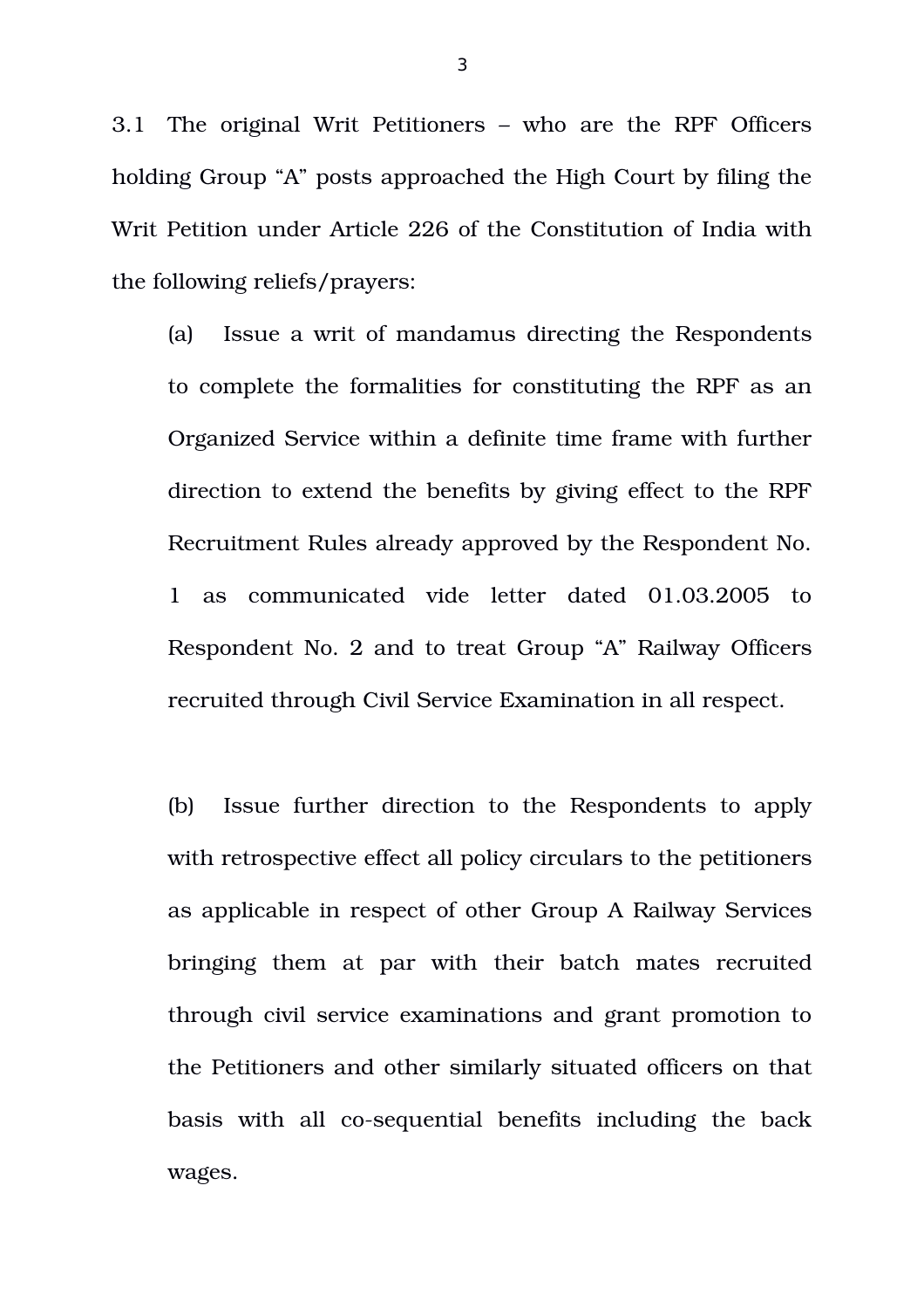3.1 The original Writ Petitioners – who are the RPF Officers holding Group "A" posts approached the High Court by filing the Writ Petition under Article 226 of the Constitution of India with the following reliefs/prayers:

(a) Issue a writ of mandamus directing the Respondents to complete the formalities for constituting the RPF as an Organized Service within a definite time frame with further direction to extend the benefits by giving effect to the RPF Recruitment Rules already approved by the Respondent No. 1 as communicated vide letter dated 01.03.2005 to Respondent No. 2 and to treat Group "A" Railway Officers recruited through Civil Service Examination in all respect.

(b) Issue further direction to the Respondents to apply with retrospective effect all policy circulars to the petitioners as applicable in respect of other Group A Railway Services bringing them at par with their batch mates recruited through civil service examinations and grant promotion to the Petitioners and other similarly situated officers on that basis with all co-sequential benefits including the back wages.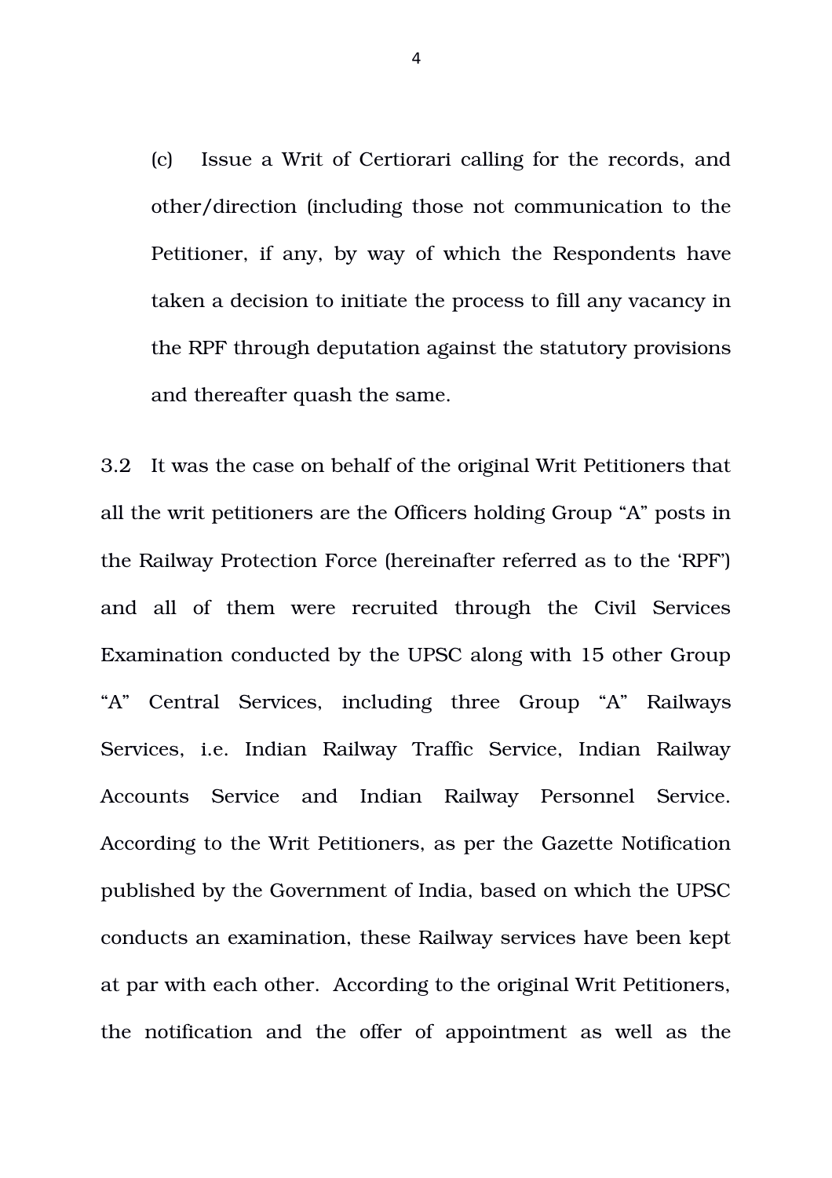(c) Issue a Writ of Certiorari calling for the records, and other/direction (including those not communication to the Petitioner, if any, by way of which the Respondents have taken a decision to initiate the process to fill any vacancy in the RPF through deputation against the statutory provisions and thereafter quash the same.

3.2 It was the case on behalf of the original Writ Petitioners that all the writ petitioners are the Officers holding Group "A" posts in the Railway Protection Force (hereinafter referred as to the 'RPF') and all of them were recruited through the Civil Services Examination conducted by the UPSC along with 15 other Group "A" Central Services, including three Group "A" Railways Services, i.e. Indian Railway Traffic Service, Indian Railway Accounts Service and Indian Railway Personnel Service. According to the Writ Petitioners, as per the Gazette Notification published by the Government of India, based on which the UPSC conducts an examination, these Railway services have been kept at par with each other. According to the original Writ Petitioners, the notification and the offer of appointment as well as the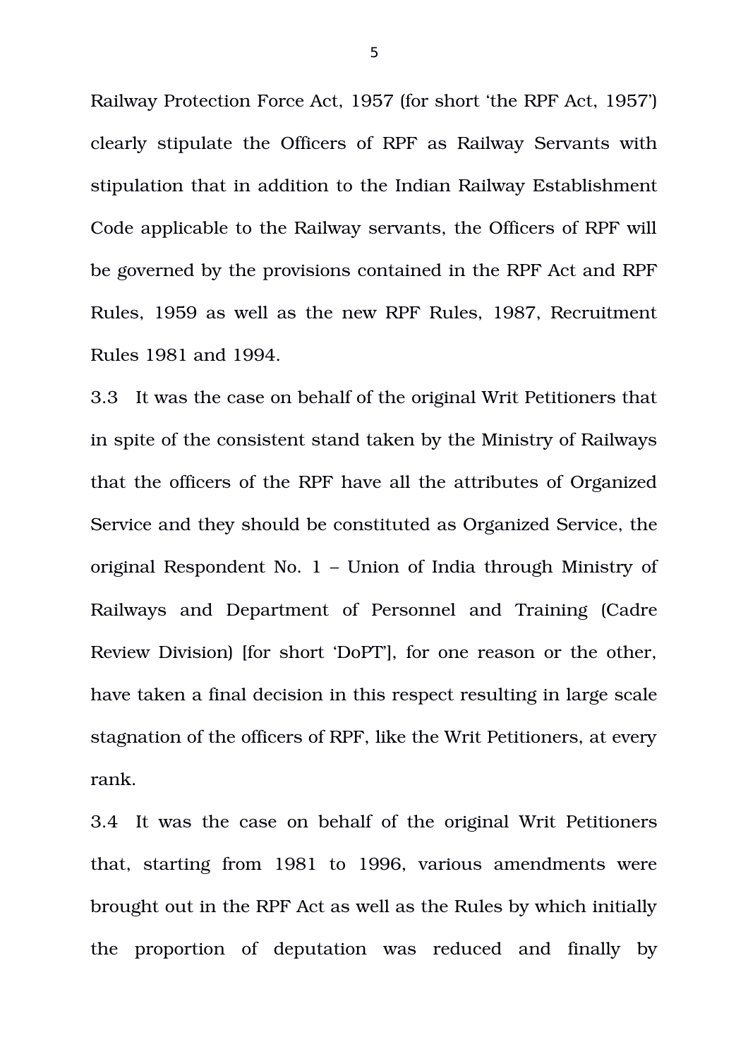Railway Protection Force Act, 1957 (for short 'the RPF Act, 1957') clearly stipulate the Officers of RPF as Railway Servants with stipulation that in addition to the Indian Railway Establishment Code applicable to the Railway servants, the Officers of RPF will be governed by the provisions contained in the RPF Act and RPF Rules, 1959 as well as the new RPF Rules, 1987, Recruitment Rules 1981 and 1994.

3.3 It was the case on behalf of the original Writ Petitioners that in spite of the consistent stand taken by the Ministry of Railways that the officers of the RPF have all the attributes of Organized Service and they should be constituted as Organized Service, the original Respondent No. 1 – Union of India through Ministry of Railways and Department of Personnel and Training (Cadre Review Division) [for short 'DoPT'], for one reason or the other, have taken a final decision in this respect resulting in large scale stagnation of the officers of RPF, like the Writ Petitioners, at every rank.

3.4 It was the case on behalf of the original Writ Petitioners that, starting from 1981 to 1996, various amendments were brought out in the RPF Act as well as the Rules by which initially the proportion of deputation was reduced and finally by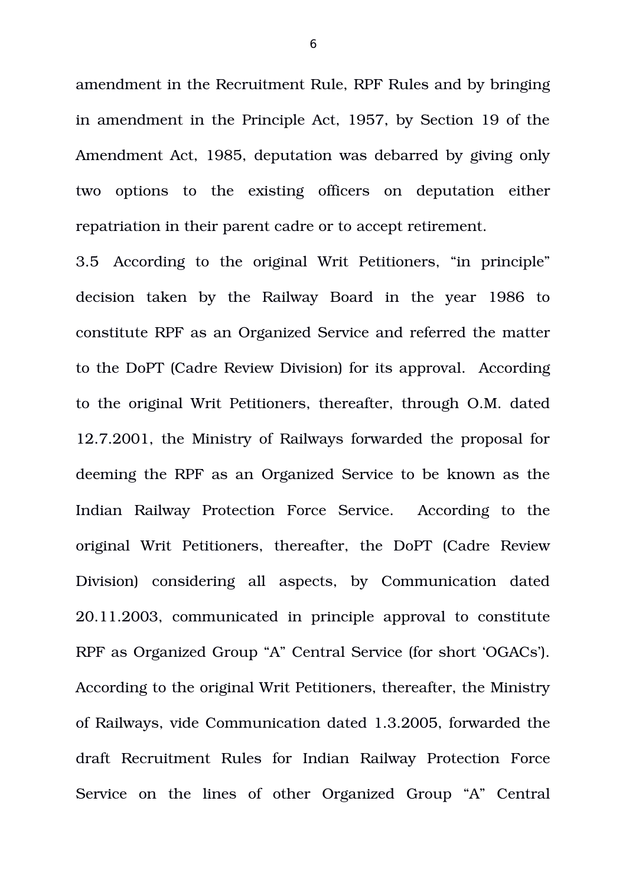amendment in the Recruitment Rule, RPF Rules and by bringing in amendment in the Principle Act, 1957, by Section 19 of the Amendment Act, 1985, deputation was debarred by giving only two options to the existing officers on deputation either repatriation in their parent cadre or to accept retirement.

3.5 According to the original Writ Petitioners, "in principle" decision taken by the Railway Board in the year 1986 to constitute RPF as an Organized Service and referred the matter to the DoPT (Cadre Review Division) for its approval. According to the original Writ Petitioners, thereafter, through O.M. dated 12.7.2001, the Ministry of Railways forwarded the proposal for deeming the RPF as an Organized Service to be known as the Indian Railway Protection Force Service. According to the original Writ Petitioners, thereafter, the DoPT (Cadre Review Division) considering all aspects, by Communication dated 20.11.2003, communicated in principle approval to constitute RPF as Organized Group "A" Central Service (for short 'OGACs'). According to the original Writ Petitioners, thereafter, the Ministry of Railways, vide Communication dated 1.3.2005, forwarded the draft Recruitment Rules for Indian Railway Protection Force Service on the lines of other Organized Group "A" Central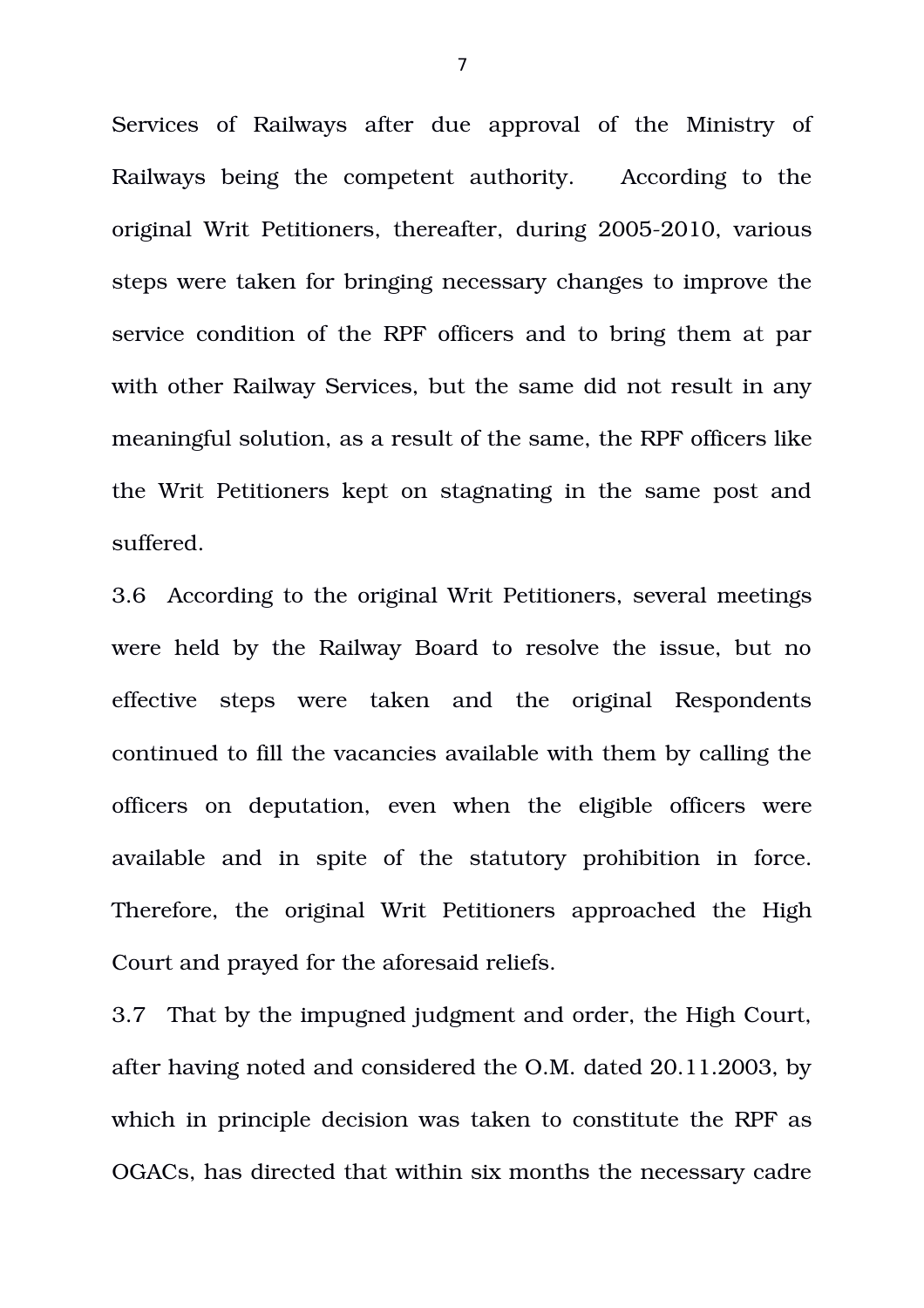Services of Railways after due approval of the Ministry of Railways being the competent authority. According to the original Writ Petitioners, thereafter, during 2005-2010, various steps were taken for bringing necessary changes to improve the service condition of the RPF officers and to bring them at par with other Railway Services, but the same did not result in any meaningful solution, as a result of the same, the RPF officers like the Writ Petitioners kept on stagnating in the same post and suffered.

3.6 According to the original Writ Petitioners, several meetings were held by the Railway Board to resolve the issue, but no effective steps were taken and the original Respondents continued to fill the vacancies available with them by calling the officers on deputation, even when the eligible officers were available and in spite of the statutory prohibition in force. Therefore, the original Writ Petitioners approached the High Court and prayed for the aforesaid reliefs.

3.7 That by the impugned judgment and order, the High Court, after having noted and considered the O.M. dated 20.11.2003, by which in principle decision was taken to constitute the RPF as OGACs, has directed that within six months the necessary cadre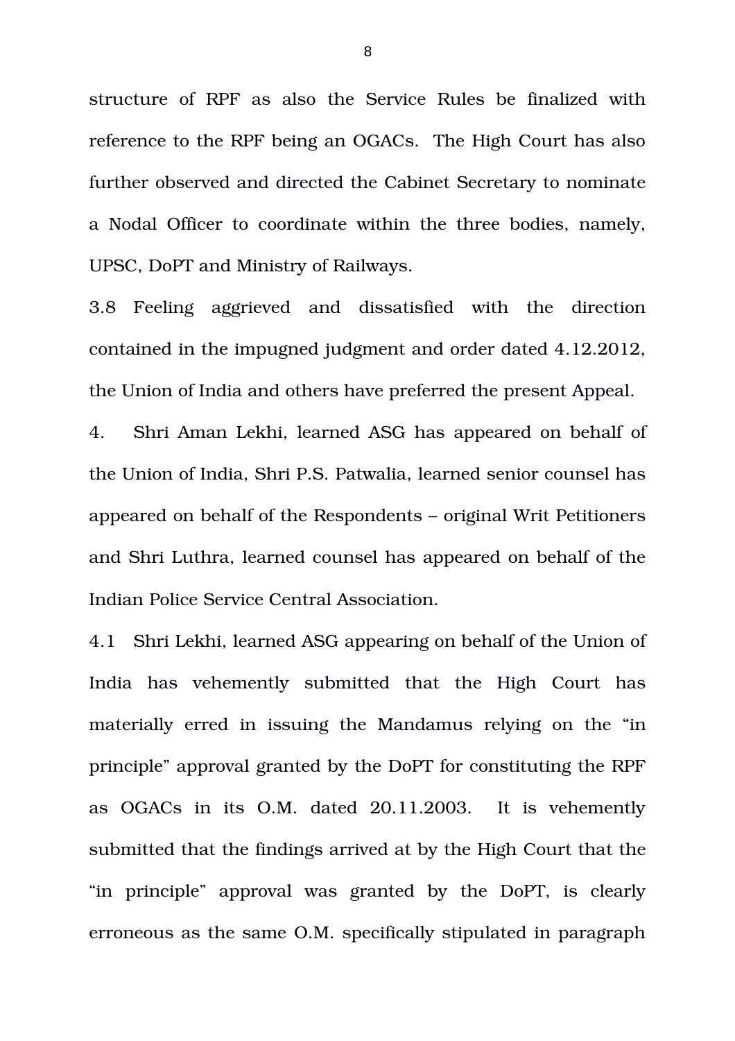structure of RPF as also the Service Rules be finalized with reference to the RPF being an OGACs. The High Court has also further observed and directed the Cabinet Secretary to nominate a Nodal Officer to coordinate within the three bodies, namely, UPSC, DoPT and Ministry of Railways.

3.8 Feeling aggrieved and dissatisfied with the direction contained in the impugned judgment and order dated 4.12.2012, the Union of India and others have preferred the present Appeal.

4. Shri Aman Lekhi, learned ASG has appeared on behalf of the Union of India, Shri P.S. Patwalia, learned senior counsel has appeared on behalf of the Respondents – original Writ Petitioners and Shri Luthra, learned counsel has appeared on behalf of the Indian Police Service Central Association.

4.1 Shri Lekhi, learned ASG appearing on behalf of the Union of India has vehemently submitted that the High Court has materially erred in issuing the Mandamus relying on the "in principle" approval granted by the DoPT for constituting the RPF as OGACs in its O.M. dated 20.11.2003. It is vehemently submitted that the findings arrived at by the High Court that the "in principle" approval was granted by the DoPT, is clearly erroneous as the same O.M. specifically stipulated in paragraph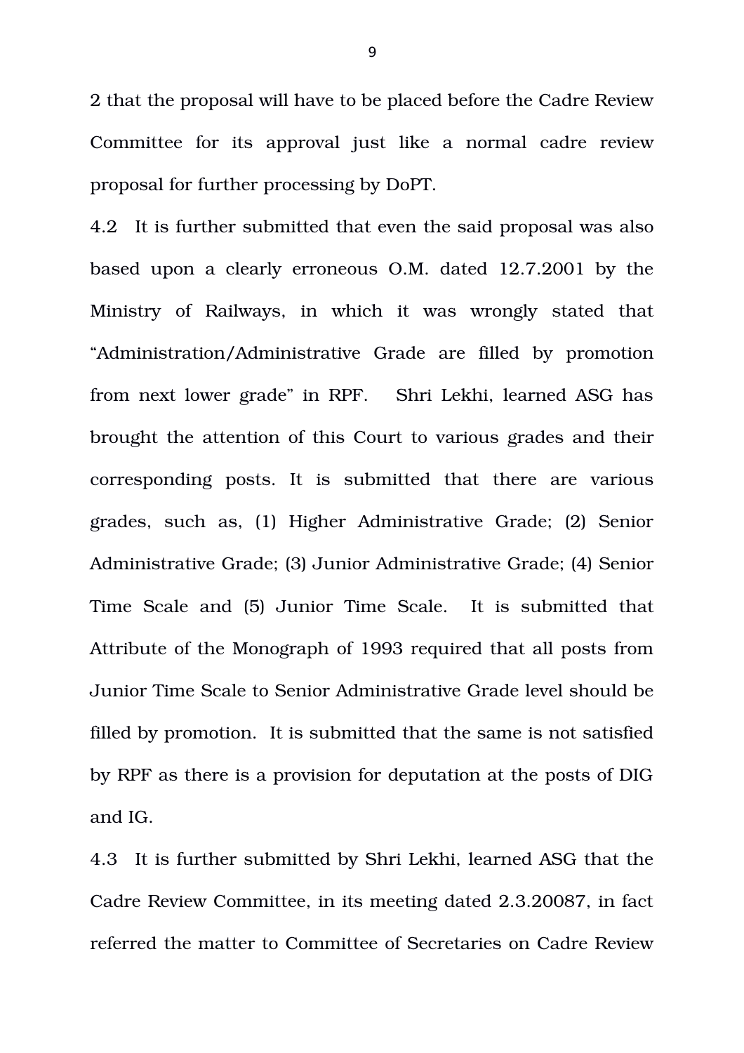2 that the proposal will have to be placed before the Cadre Review Committee for its approval just like a normal cadre review proposal for further processing by DoPT.

4.2 It is further submitted that even the said proposal was also based upon a clearly erroneous O.M. dated 12.7.2001 by the Ministry of Railways, in which it was wrongly stated that "Administration/Administrative Grade are filled by promotion from next lower grade" in RPF. Shri Lekhi, learned ASG has brought the attention of this Court to various grades and their corresponding posts. It is submitted that there are various grades, such as, (1) Higher Administrative Grade; (2) Senior Administrative Grade; (3) Junior Administrative Grade; (4) Senior Time Scale and (5) Junior Time Scale. It is submitted that Attribute of the Monograph of 1993 required that all posts from Junior Time Scale to Senior Administrative Grade level should be filled by promotion. It is submitted that the same is not satisfied by RPF as there is a provision for deputation at the posts of DIG and IG.

4.3 It is further submitted by Shri Lekhi, learned ASG that the Cadre Review Committee, in its meeting dated 2.3.20087, in fact referred the matter to Committee of Secretaries on Cadre Review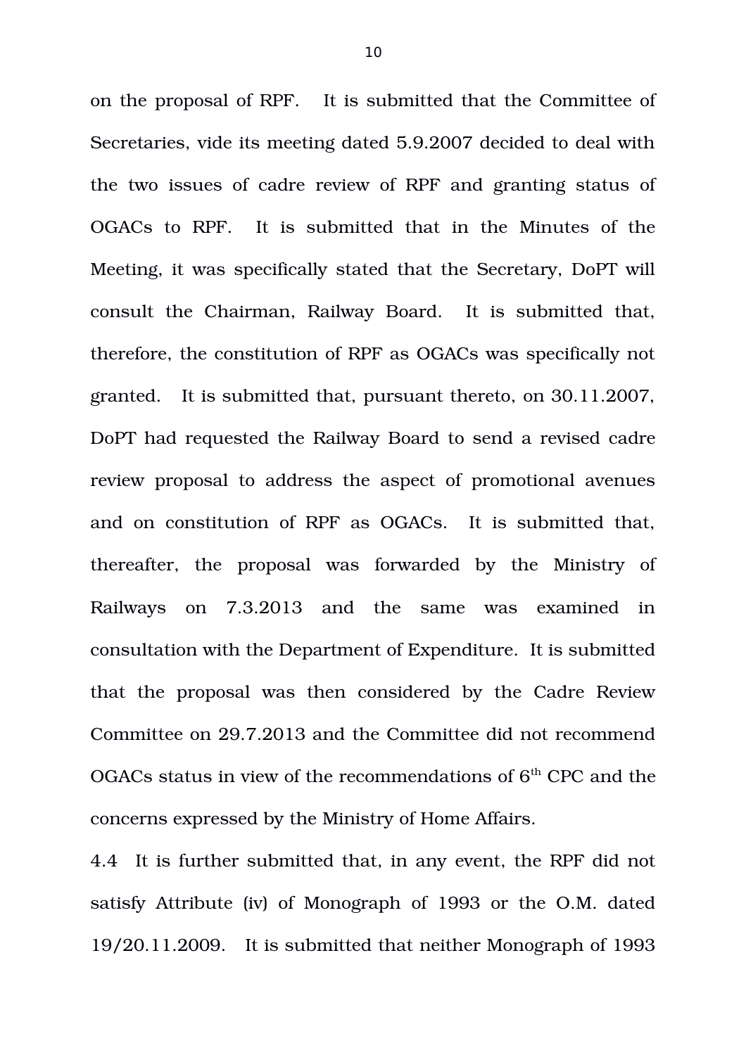on the proposal of RPF. It is submitted that the Committee of Secretaries, vide its meeting dated 5.9.2007 decided to deal with the two issues of cadre review of RPF and granting status of OGACs to RPF. It is submitted that in the Minutes of the Meeting, it was specifically stated that the Secretary, DoPT will consult the Chairman, Railway Board. It is submitted that, therefore, the constitution of RPF as OGACs was specifically not granted. It is submitted that, pursuant thereto, on 30.11.2007, DoPT had requested the Railway Board to send a revised cadre review proposal to address the aspect of promotional avenues and on constitution of RPF as OGACs. It is submitted that, thereafter, the proposal was forwarded by the Ministry of Railways on 7.3.2013 and the same was examined in consultation with the Department of Expenditure. It is submitted that the proposal was then considered by the Cadre Review Committee on 29.7.2013 and the Committee did not recommend OGACs status in view of the recommendations of 6th CPC and the concerns expressed by the Ministry of Home Affairs.

4.4 It is further submitted that, in any event, the RPF did not satisfy Attribute (iv) of Monograph of 1993 or the O.M. dated 19/20.11.2009. It is submitted that neither Monograph of 1993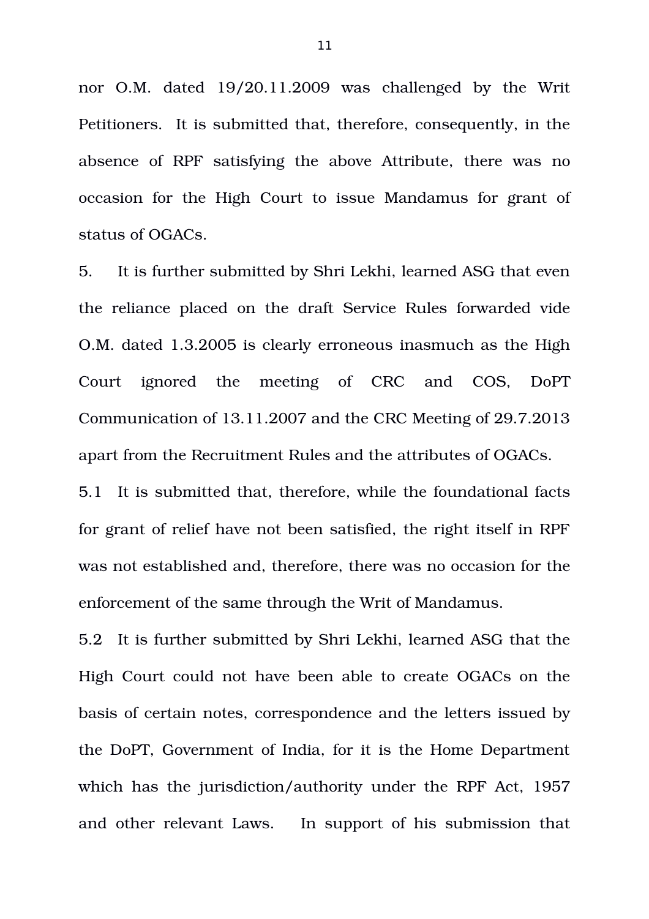nor O.M. dated 19/20.11.2009 was challenged by the Writ Petitioners. It is submitted that, therefore, consequently, in the absence of RPF satisfying the above Attribute, there was no occasion for the High Court to issue Mandamus for grant of status of OGACs.

5. It is further submitted by Shri Lekhi, learned ASG that even the reliance placed on the draft Service Rules forwarded vide O.M. dated 1.3.2005 is clearly erroneous inasmuch as the High Court ignored the meeting of CRC and COS, DoPT Communication of 13.11.2007 and the CRC Meeting of 29.7.2013 apart from the Recruitment Rules and the attributes of OGACs.

5.1 It is submitted that, therefore, while the foundational facts for grant of relief have not been satisfied, the right itself in RPF was not established and, therefore, there was no occasion for the enforcement of the same through the Writ of Mandamus.

5.2 It is further submitted by Shri Lekhi, learned ASG that the High Court could not have been able to create OGACs on the basis of certain notes, correspondence and the letters issued by the DoPT, Government of India, for it is the Home Department which has the jurisdiction/authority under the RPF Act, 1957 and other relevant Laws. In support of his submission that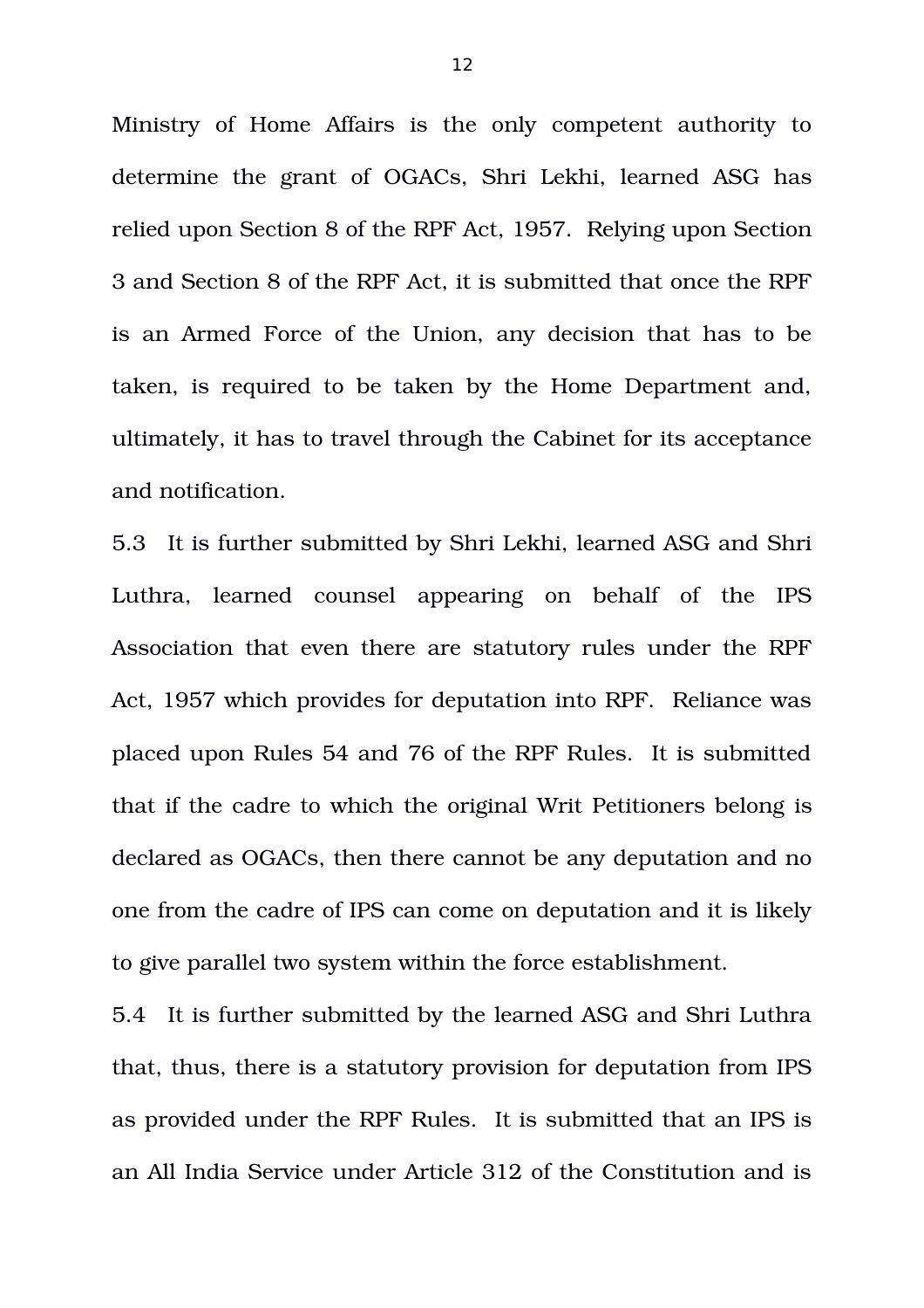Ministry of Home Affairs is the only competent authority to determine the grant of OGACs, Shri Lekhi, learned ASG has relied upon Section 8 of the RPF Act, 1957. Relying upon Section 3 and Section 8 of the RPF Act, it is submitted that once the RPF is an Armed Force of the Union, any decision that has to be taken, is required to be taken by the Home Department and, ultimately, it has to travel through the Cabinet for its acceptance and notification.

5.3 It is further submitted by Shri Lekhi, learned ASG and Shri Luthra, learned counsel appearing on behalf of the IPS Association that even there are statutory rules under the RPF Act, 1957 which provides for deputation into RPF. Reliance was placed upon Rules 54 and 76 of the RPF Rules. It is submitted that if the cadre to which the original Writ Petitioners belong is declared as OGACs, then there cannot be any deputation and no one from the cadre of IPS can come on deputation and it is likely to give parallel two system within the force establishment.

5.4 It is further submitted by the learned ASG and Shri Luthra that, thus, there is a statutory provision for deputation from IPS as provided under the RPF Rules. It is submitted that an IPS is an All India Service under Article 312 of the Constitution and is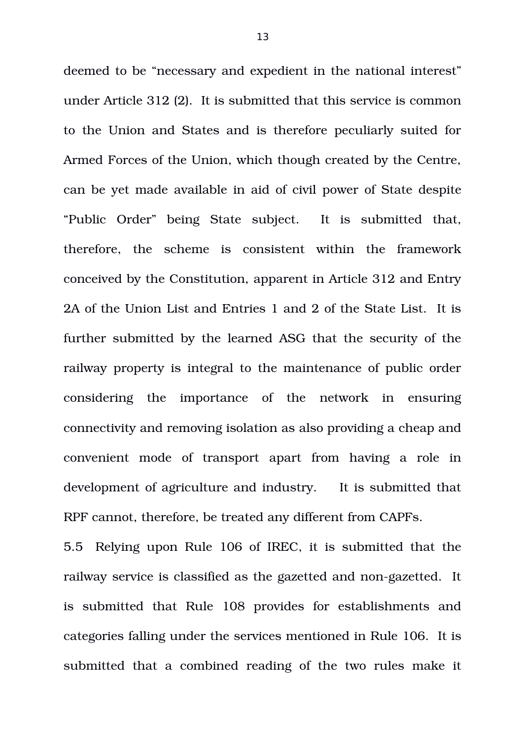deemed to be "necessary and expedient in the national interest" under Article 312 (2). It is submitted that this service is common to the Union and States and is therefore peculiarly suited for Armed Forces of the Union, which though created by the Centre, can be yet made available in aid of civil power of State despite "Public Order" being State subject. It is submitted that, therefore, the scheme is consistent within the framework conceived by the Constitution, apparent in Article 312 and Entry 2A of the Union List and Entries 1 and 2 of the State List. It is further submitted by the learned ASG that the security of the railway property is integral to the maintenance of public order considering the importance of the network in ensuring connectivity and removing isolation as also providing a cheap and convenient mode of transport apart from having a role in development of agriculture and industry. It is submitted that RPF cannot, therefore, be treated any different from CAPFs.

5.5 Relying upon Rule 106 of IREC, it is submitted that the railway service is classified as the gazetted and non-gazetted. It is submitted that Rule 108 provides for establishments and categories falling under the services mentioned in Rule 106. It is submitted that a combined reading of the two rules make it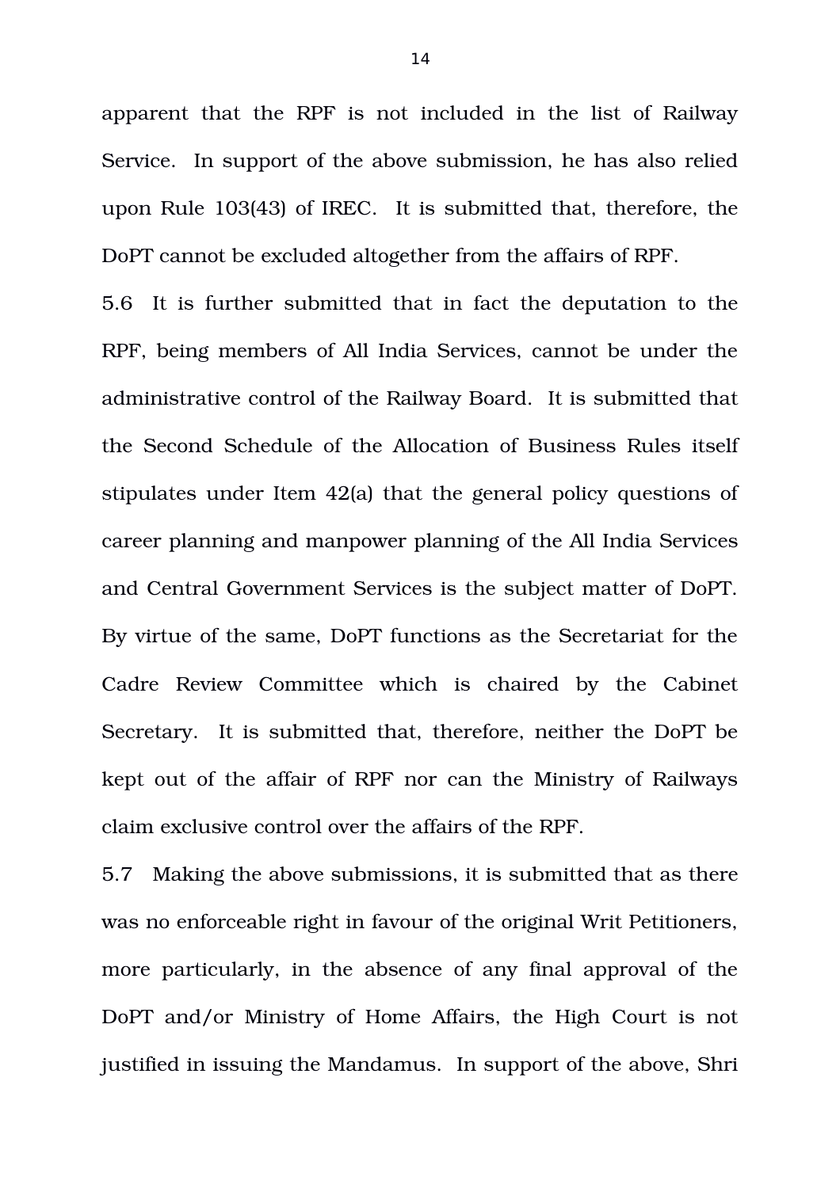apparent that the RPF is not included in the list of Railway Service. In support of the above submission, he has also relied upon Rule 103(43) of IREC. It is submitted that, therefore, the DoPT cannot be excluded altogether from the affairs of RPF.

5.6 It is further submitted that in fact the deputation to the RPF, being members of All India Services, cannot be under the administrative control of the Railway Board. It is submitted that the Second Schedule of the Allocation of Business Rules itself stipulates under Item 42(a) that the general policy questions of career planning and manpower planning of the All India Services and Central Government Services is the subject matter of DoPT. By virtue of the same, DoPT functions as the Secretariat for the Cadre Review Committee which is chaired by the Cabinet Secretary. It is submitted that, therefore, neither the DoPT be kept out of the affair of RPF nor can the Ministry of Railways claim exclusive control over the affairs of the RPF.

5.7 Making the above submissions, it is submitted that as there was no enforceable right in favour of the original Writ Petitioners, more particularly, in the absence of any final approval of the DoPT and/or Ministry of Home Affairs, the High Court is not justified in issuing the Mandamus. In support of the above, Shri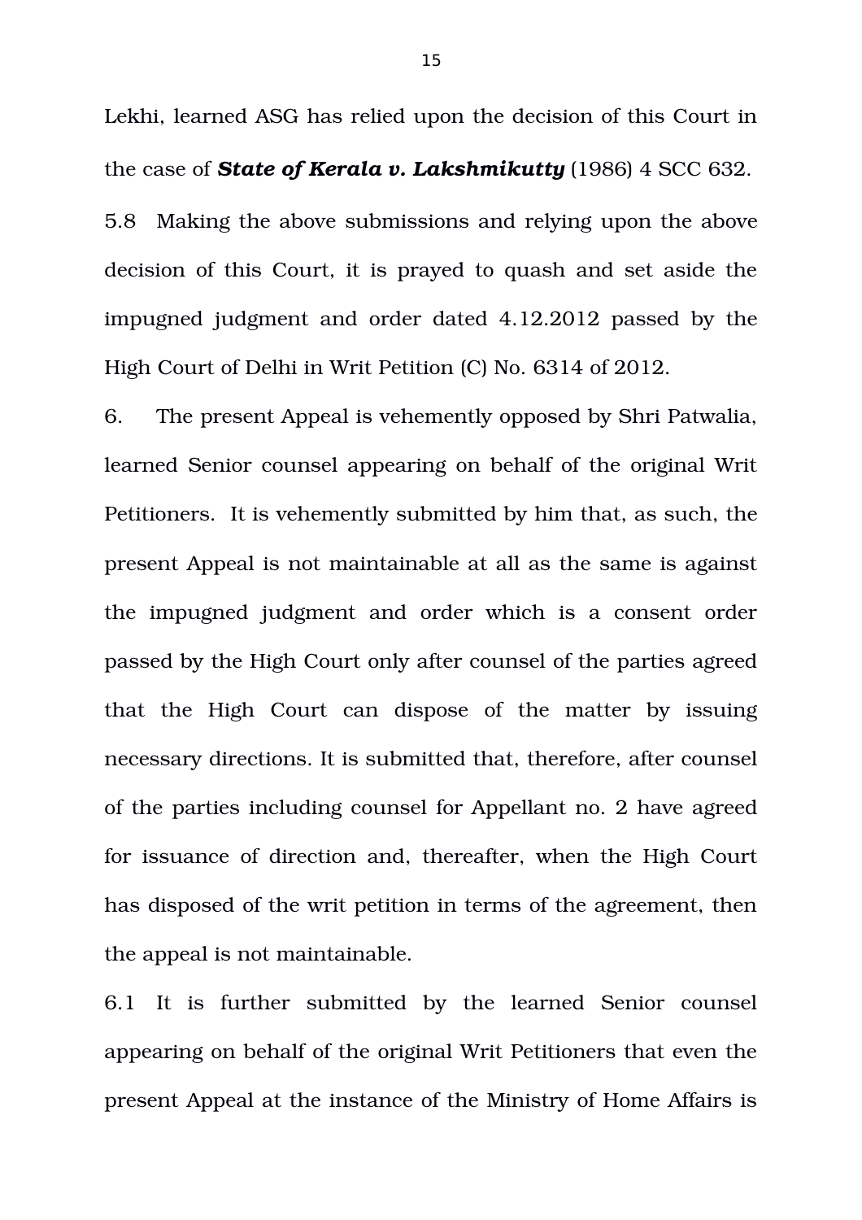Lekhi, learned ASG has relied upon the decision of this Court in the case of ***State of Kerala v. Lakshmikutty*** (1986) 4 SCC 632.

5.8 Making the above submissions and relying upon the above decision of this Court, it is prayed to quash and set aside the impugned judgment and order dated 4.12.2012 passed by the High Court of Delhi in Writ Petition (C) No. 6314 of 2012.

6. The present Appeal is vehemently opposed by Shri Patwalia, learned Senior counsel appearing on behalf of the original Writ Petitioners. It is vehemently submitted by him that, as such, the present Appeal is not maintainable at all as the same is against the impugned judgment and order which is a consent order passed by the High Court only after counsel of the parties agreed that the High Court can dispose of the matter by issuing necessary directions. It is submitted that, therefore, after counsel of the parties including counsel for Appellant no. 2 have agreed for issuance of direction and, thereafter, when the High Court has disposed of the writ petition in terms of the agreement, then the appeal is not maintainable.

6.1 It is further submitted by the learned Senior counsel appearing on behalf of the original Writ Petitioners that even the present Appeal at the instance of the Ministry of Home Affairs is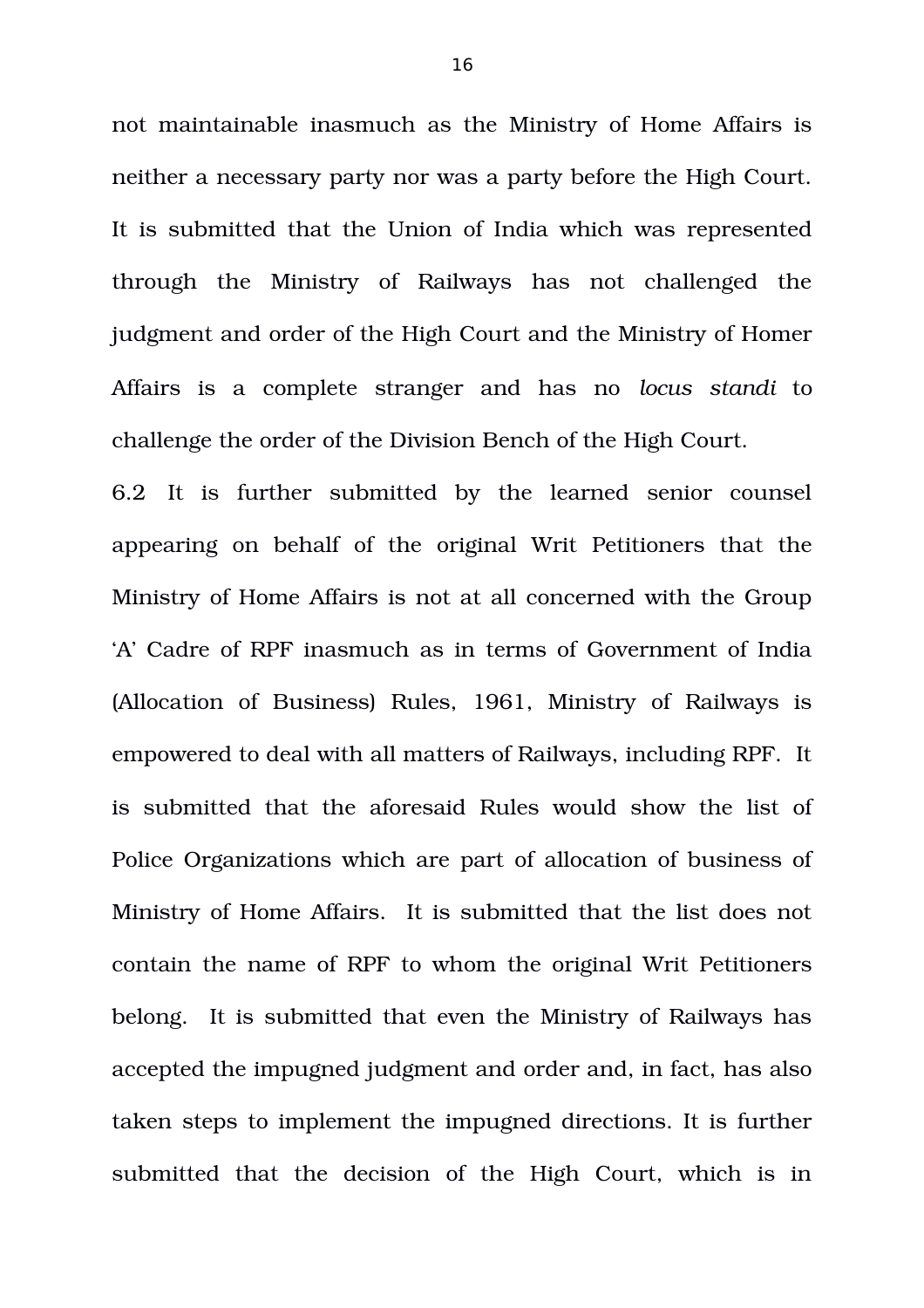not maintainable inasmuch as the Ministry of Home Affairs is neither a necessary party nor was a party before the High Court. It is submitted that the Union of India which was represented through the Ministry of Railways has not challenged the judgment and order of the High Court and the Ministry of Homer Affairs is a complete stranger and has no *locus standi* to challenge the order of the Division Bench of the High Court.

6.2 It is further submitted by the learned senior counsel appearing on behalf of the original Writ Petitioners that the Ministry of Home Affairs is not at all concerned with the Group 'A' Cadre of RPF inasmuch as in terms of Government of India (Allocation of Business) Rules, 1961, Ministry of Railways is empowered to deal with all matters of Railways, including RPF. It is submitted that the aforesaid Rules would show the list of Police Organizations which are part of allocation of business of Ministry of Home Affairs. It is submitted that the list does not contain the name of RPF to whom the original Writ Petitioners belong. It is submitted that even the Ministry of Railways has accepted the impugned judgment and order and, in fact, has also taken steps to implement the impugned directions. It is further submitted that the decision of the High Court, which is in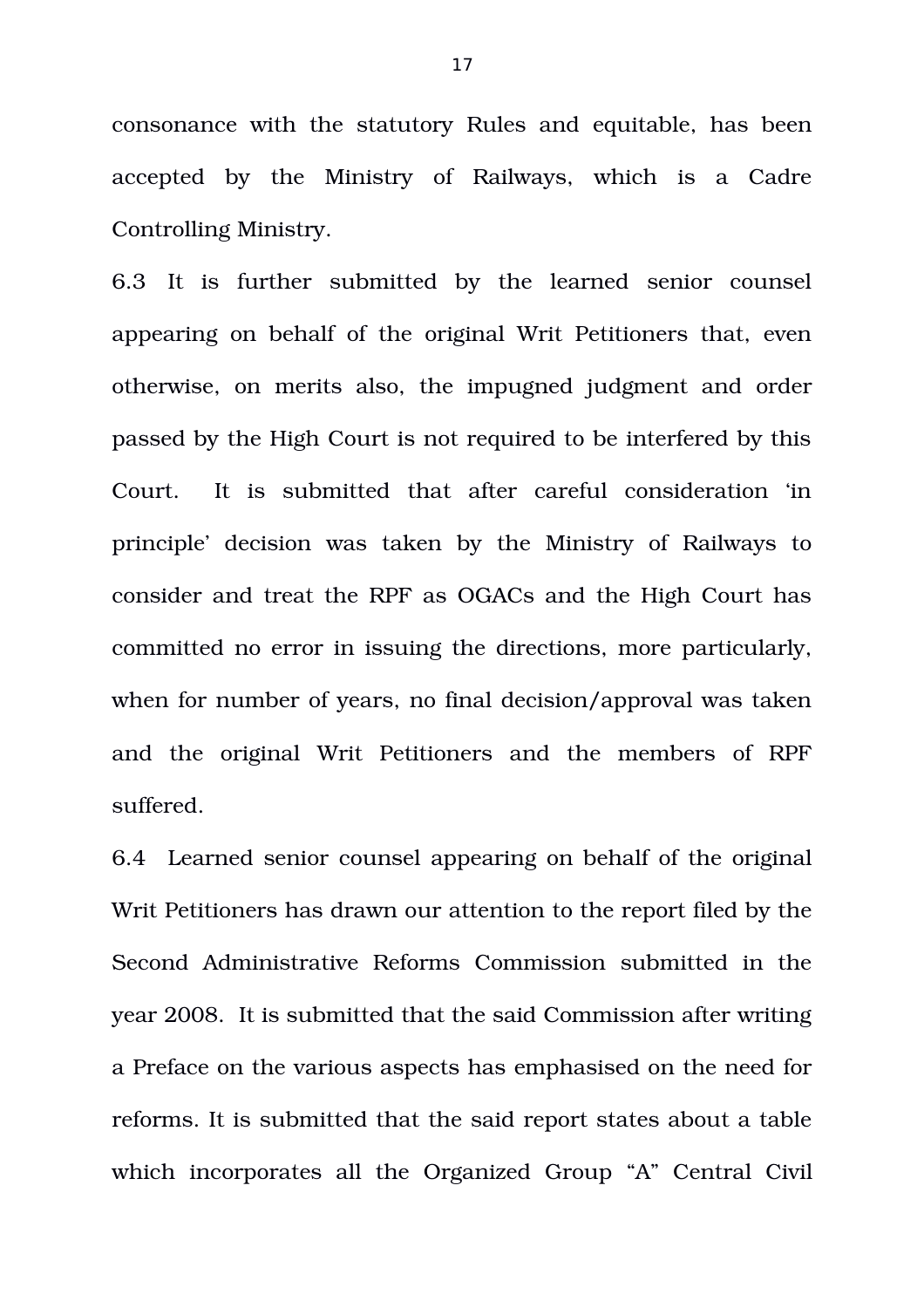consonance with the statutory Rules and equitable, has been accepted by the Ministry of Railways, which is a Cadre Controlling Ministry.

6.3 It is further submitted by the learned senior counsel appearing on behalf of the original Writ Petitioners that, even otherwise, on merits also, the impugned judgment and order passed by the High Court is not required to be interfered by this Court. It is submitted that after careful consideration 'in principle' decision was taken by the Ministry of Railways to consider and treat the RPF as OGACs and the High Court has committed no error in issuing the directions, more particularly, when for number of years, no final decision/approval was taken and the original Writ Petitioners and the members of RPF suffered.

6.4 Learned senior counsel appearing on behalf of the original Writ Petitioners has drawn our attention to the report filed by the Second Administrative Reforms Commission submitted in the year 2008. It is submitted that the said Commission after writing a Preface on the various aspects has emphasised on the need for reforms. It is submitted that the said report states about a table which incorporates all the Organized Group "A" Central Civil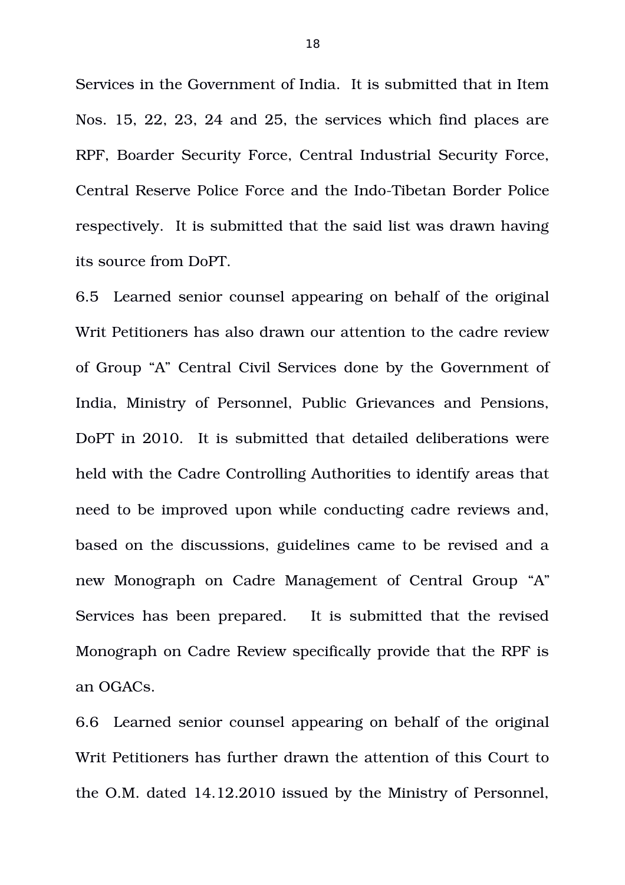Services in the Government of India. It is submitted that in Item Nos. 15, 22, 23, 24 and 25, the services which find places are RPF, Boarder Security Force, Central Industrial Security Force, Central Reserve Police Force and the Indo-Tibetan Border Police respectively. It is submitted that the said list was drawn having its source from DoPT.

6.5 Learned senior counsel appearing on behalf of the original Writ Petitioners has also drawn our attention to the cadre review of Group "A" Central Civil Services done by the Government of India, Ministry of Personnel, Public Grievances and Pensions, DoPT in 2010. It is submitted that detailed deliberations were held with the Cadre Controlling Authorities to identify areas that need to be improved upon while conducting cadre reviews and, based on the discussions, guidelines came to be revised and a new Monograph on Cadre Management of Central Group "A" Services has been prepared. It is submitted that the revised Monograph on Cadre Review specifically provide that the RPF is an OGACs.

6.6 Learned senior counsel appearing on behalf of the original Writ Petitioners has further drawn the attention of this Court to the O.M. dated 14.12.2010 issued by the Ministry of Personnel,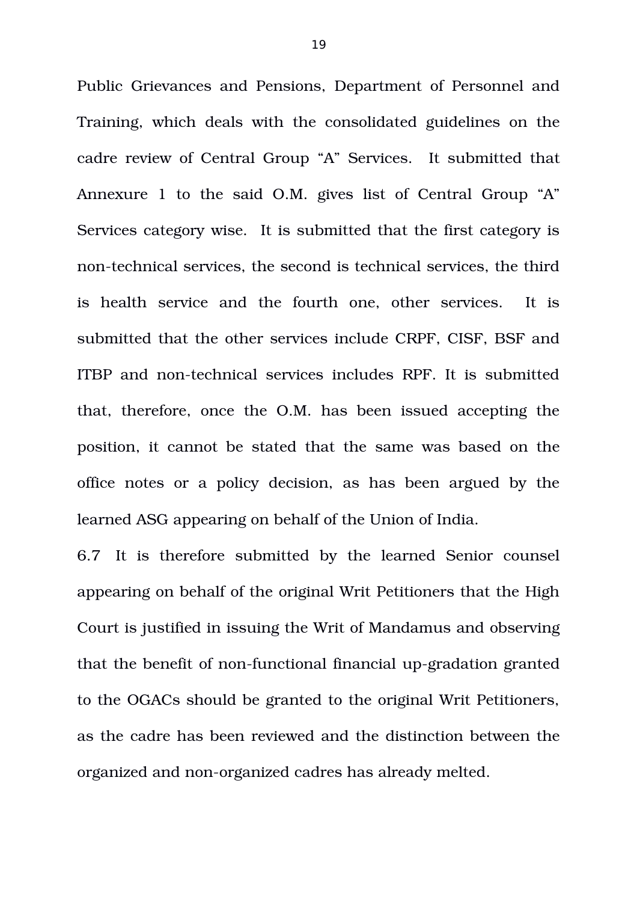Public Grievances and Pensions, Department of Personnel and Training, which deals with the consolidated guidelines on the cadre review of Central Group “A” Services. It submitted that Annexure 1 to the said O.M. gives list of Central Group “A” Services category wise. It is submitted that the first category is non-technical services, the second is technical services, the third is health service and the fourth one, other services. It is submitted that the other services include CRPF, CISF, BSF and ITBP and non-technical services includes RPF. It is submitted that, therefore, once the O.M. has been issued accepting the position, it cannot be stated that the same was based on the office notes or a policy decision, as has been argued by the learned ASG appearing on behalf of the Union of India.

6.7 It is therefore submitted by the learned Senior counsel appearing on behalf of the original Writ Petitioners that the High Court is justified in issuing the Writ of Mandamus and observing that the benefit of non-functional financial up-gradation granted to the OGACs should be granted to the original Writ Petitioners, as the cadre has been reviewed and the distinction between the organized and non-organized cadres has already melted.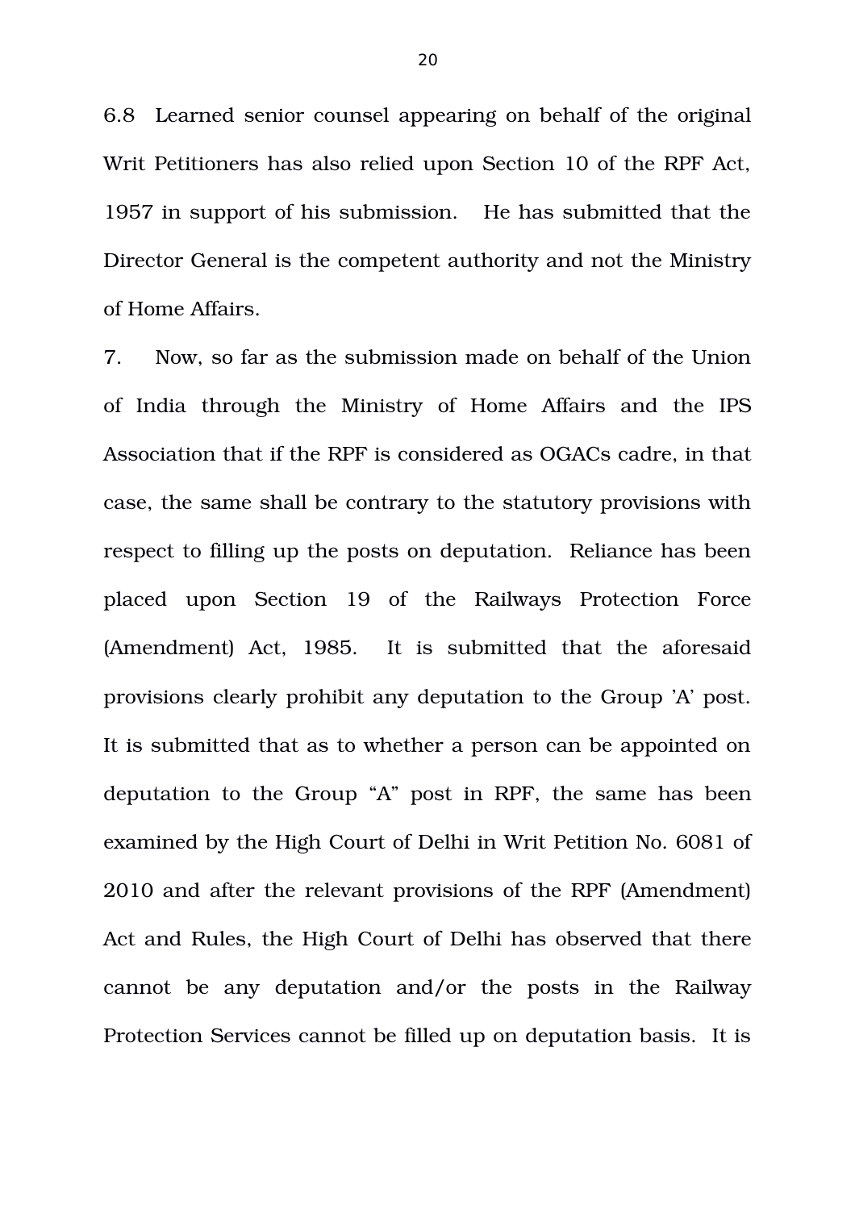6.8 Learned senior counsel appearing on behalf of the original Writ Petitioners has also relied upon Section 10 of the RPF Act, 1957 in support of his submission. He has submitted that the Director General is the competent authority and not the Ministry of Home Affairs.

7. Now, so far as the submission made on behalf of the Union of India through the Ministry of Home Affairs and the IPS Association that if the RPF is considered as OGACs cadre, in that case, the same shall be contrary to the statutory provisions with respect to filling up the posts on deputation. Reliance has been placed upon Section 19 of the Railways Protection Force (Amendment) Act, 1985. It is submitted that the aforesaid provisions clearly prohibit any deputation to the Group 'A' post. It is submitted that as to whether a person can be appointed on deputation to the Group "A" post in RPF, the same has been examined by the High Court of Delhi in Writ Petition No. 6081 of 2010 and after the relevant provisions of the RPF (Amendment) Act and Rules, the High Court of Delhi has observed that there cannot be any deputation and/or the posts in the Railway Protection Services cannot be filled up on deputation basis. It is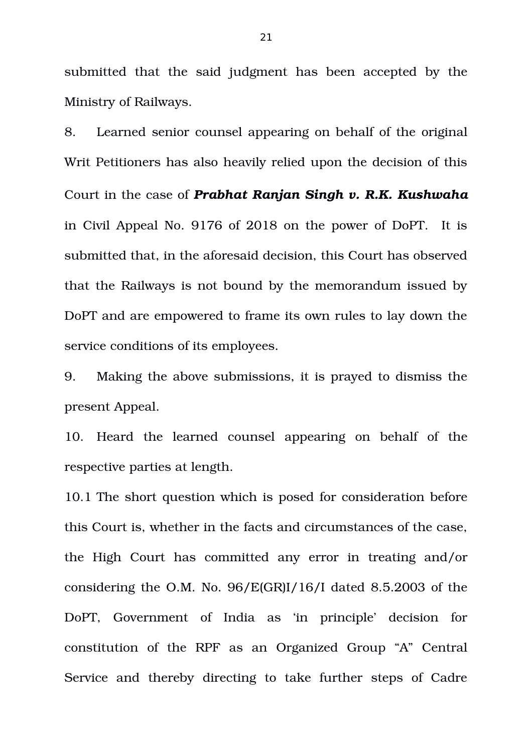submitted that the said judgment has been accepted by the Ministry of Railways.

8. Learned senior counsel appearing on behalf of the original Writ Petitioners has also heavily relied upon the decision of this Court in the case of ***Prabhat Ranjan Singh v. R.K. Kushwaha*** in Civil Appeal No. 9176 of 2018 on the power of DoPT. It is submitted that, in the aforesaid decision, this Court has observed that the Railways is not bound by the memorandum issued by DoPT and are empowered to frame its own rules to lay down the service conditions of its employees.

9. Making the above submissions, it is prayed to dismiss the present Appeal.

10. Heard the learned counsel appearing on behalf of the respective parties at length.

10.1 The short question which is posed for consideration before this Court is, whether in the facts and circumstances of the case, the High Court has committed any error in treating and/or considering the O.M. No. 96/E(GR)I/16/I dated 8.5.2003 of the DoPT, Government of India as 'in principle' decision for constitution of the RPF as an Organized Group "A" Central Service and thereby directing to take further steps of Cadre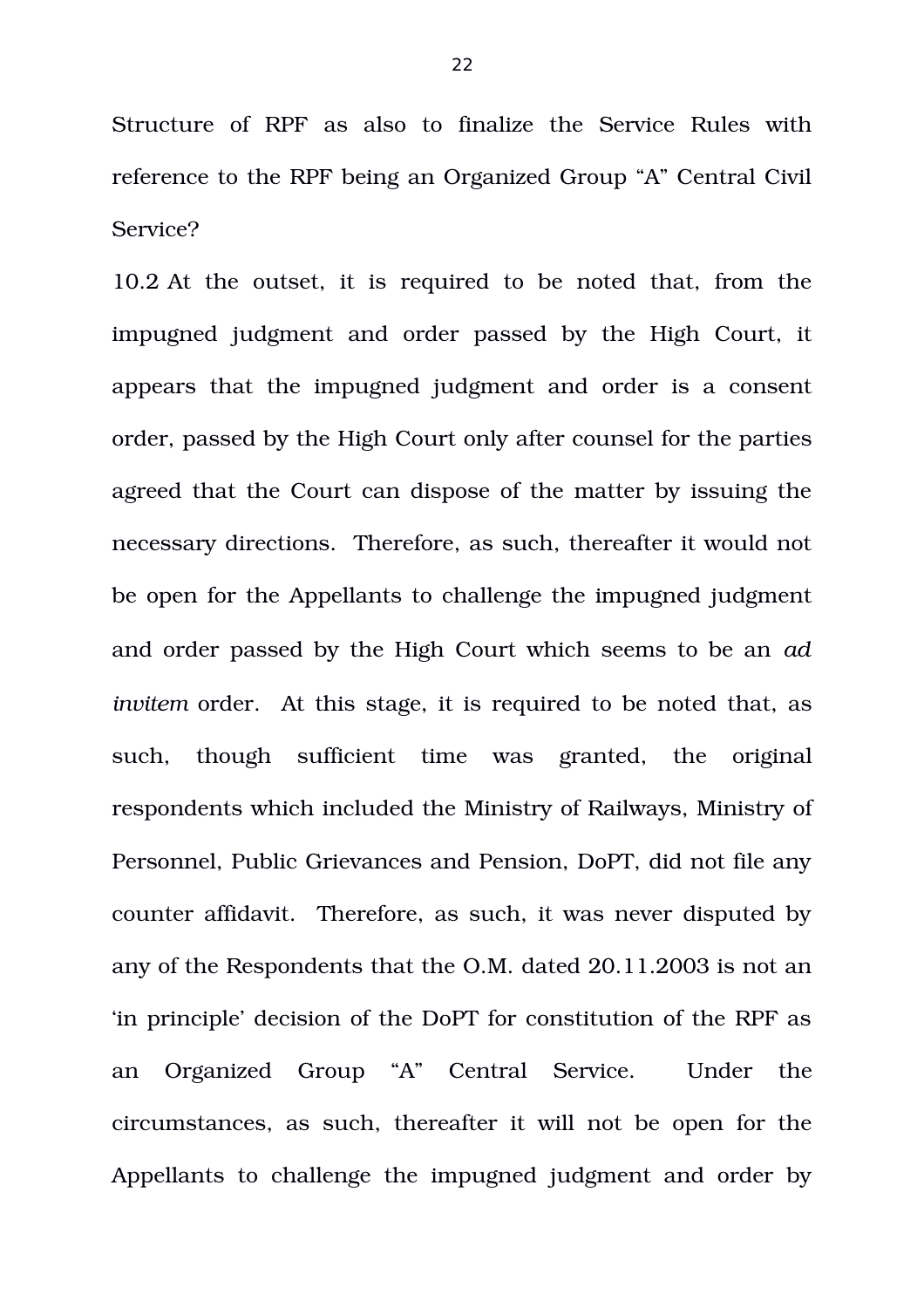Structure of RPF as also to finalize the Service Rules with reference to the RPF being an Organized Group "A" Central Civil Service?

10.2 At the outset, it is required to be noted that, from the impugned judgment and order passed by the High Court, it appears that the impugned judgment and order is a consent order, passed by the High Court only after counsel for the parties agreed that the Court can dispose of the matter by issuing the necessary directions. Therefore, as such, thereafter it would not be open for the Appellants to challenge the impugned judgment and order passed by the High Court which seems to be an *ad invitem* order. At this stage, it is required to be noted that, as such, though sufficient time was granted, the original respondents which included the Ministry of Railways, Ministry of Personnel, Public Grievances and Pension, DoPT, did not file any counter affidavit. Therefore, as such, it was never disputed by any of the Respondents that the O.M. dated 20.11.2003 is not an 'in principle' decision of the DoPT for constitution of the RPF as an Organized Group "A" Central Service. Under the circumstances, as such, thereafter it will not be open for the Appellants to challenge the impugned judgment and order by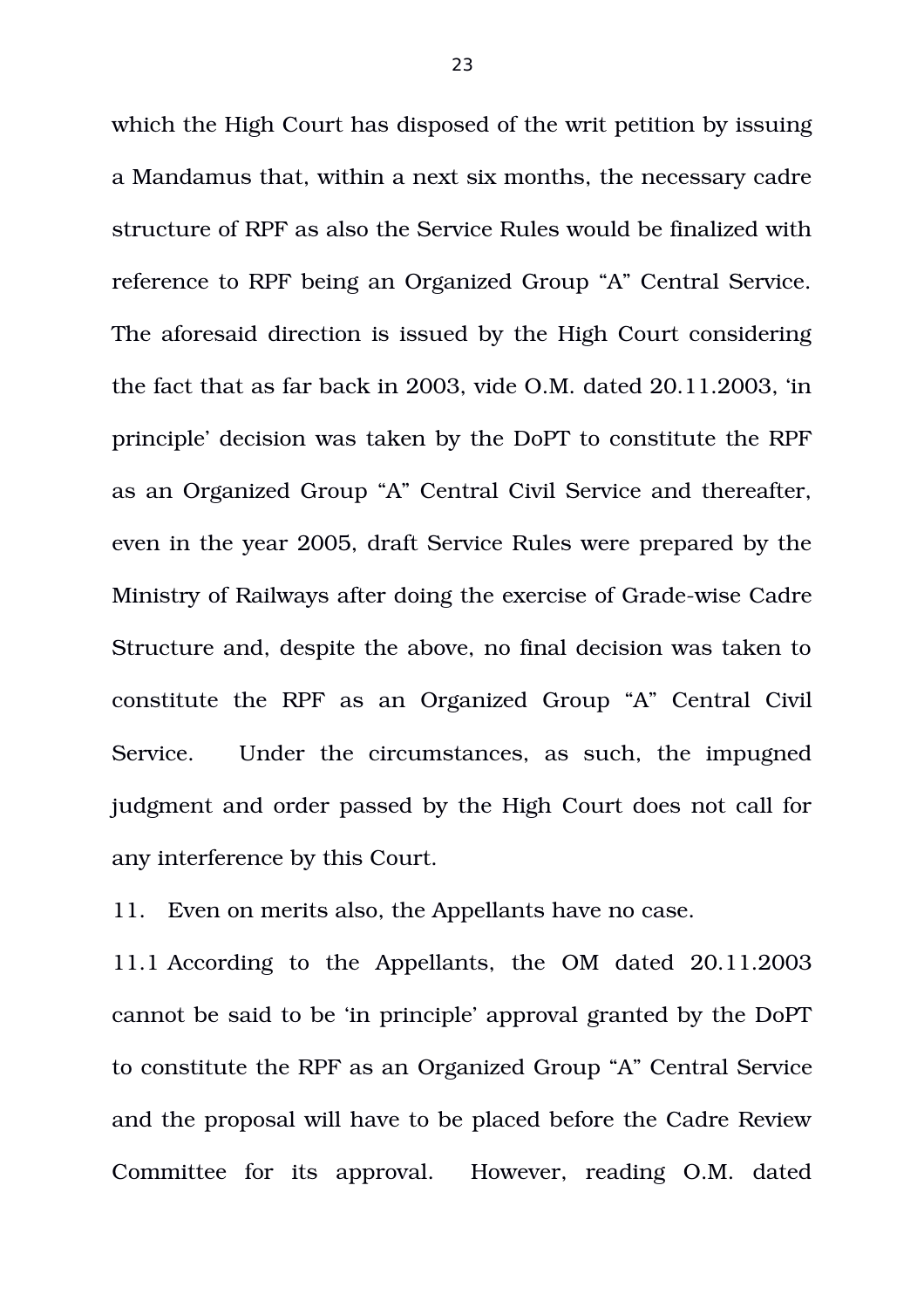which the High Court has disposed of the writ petition by issuing a Mandamus that, within a next six months, the necessary cadre structure of RPF as also the Service Rules would be finalized with reference to RPF being an Organized Group “A” Central Service. The aforesaid direction is issued by the High Court considering the fact that as far back in 2003, vide O.M. dated 20.11.2003, ‘in principle’ decision was taken by the DoPT to constitute the RPF as an Organized Group “A” Central Civil Service and thereafter, even in the year 2005, draft Service Rules were prepared by the Ministry of Railways after doing the exercise of Grade-wise Cadre Structure and, despite the above, no final decision was taken to constitute the RPF as an Organized Group “A” Central Civil Service. Under the circumstances, as such, the impugned judgment and order passed by the High Court does not call for any interference by this Court.

11. Even on merits also, the Appellants have no case.

11.1 According to the Appellants, the OM dated 20.11.2003 cannot be said to be ‘in principle’ approval granted by the DoPT to constitute the RPF as an Organized Group “A” Central Service and the proposal will have to be placed before the Cadre Review Committee for its approval. However, reading O.M. dated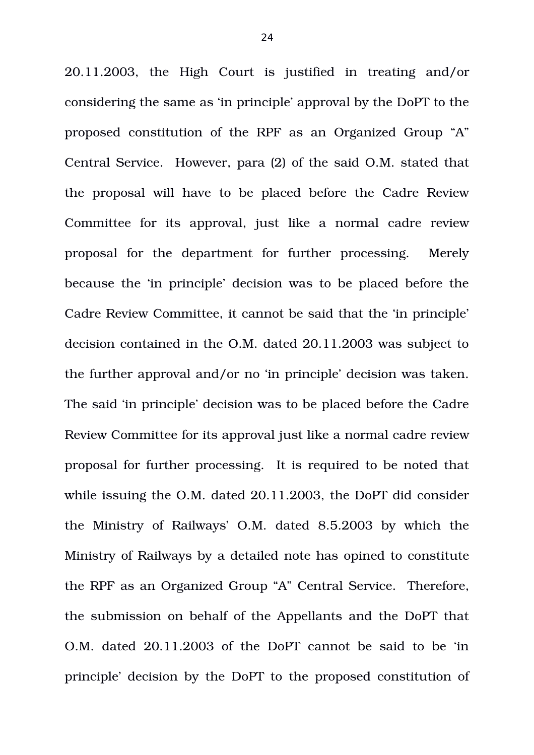20.11.2003, the High Court is justified in treating and/or considering the same as 'in principle' approval by the DoPT to the proposed constitution of the RPF as an Organized Group "A" Central Service. However, para (2) of the said O.M. stated that the proposal will have to be placed before the Cadre Review Committee for its approval, just like a normal cadre review proposal for the department for further processing. Merely because the 'in principle' decision was to be placed before the Cadre Review Committee, it cannot be said that the 'in principle' decision contained in the O.M. dated 20.11.2003 was subject to the further approval and/or no 'in principle' decision was taken. The said 'in principle' decision was to be placed before the Cadre Review Committee for its approval just like a normal cadre review proposal for further processing. It is required to be noted that while issuing the O.M. dated 20.11.2003, the DoPT did consider the Ministry of Railways' O.M. dated 8.5.2003 by which the Ministry of Railways by a detailed note has opined to constitute the RPF as an Organized Group "A" Central Service. Therefore, the submission on behalf of the Appellants and the DoPT that O.M. dated 20.11.2003 of the DoPT cannot be said to be 'in principle' decision by the DoPT to the proposed constitution of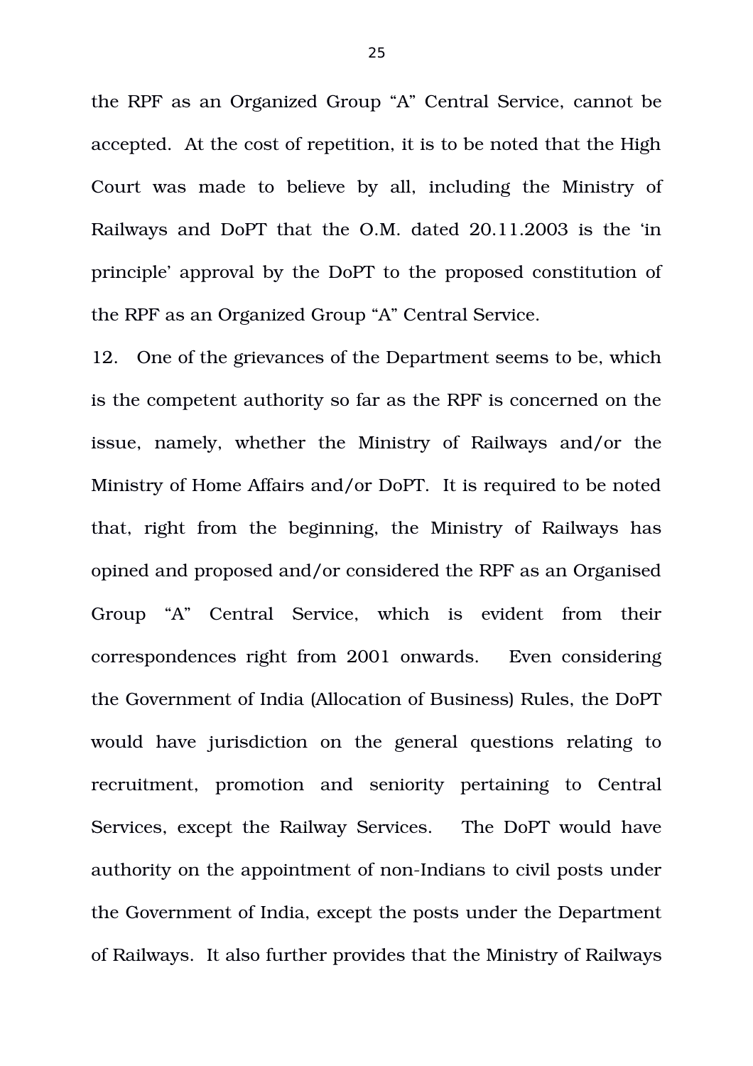the RPF as an Organized Group "A" Central Service, cannot be accepted. At the cost of repetition, it is to be noted that the High Court was made to believe by all, including the Ministry of Railways and DoPT that the O.M. dated 20.11.2003 is the 'in principle' approval by the DoPT to the proposed constitution of the RPF as an Organized Group "A" Central Service.

12. One of the grievances of the Department seems to be, which is the competent authority so far as the RPF is concerned on the issue, namely, whether the Ministry of Railways and/or the Ministry of Home Affairs and/or DoPT. It is required to be noted that, right from the beginning, the Ministry of Railways has opined and proposed and/or considered the RPF as an Organised Group "A" Central Service, which is evident from their correspondences right from 2001 onwards. Even considering the Government of India (Allocation of Business) Rules, the DoPT would have jurisdiction on the general questions relating to recruitment, promotion and seniority pertaining to Central Services, except the Railway Services. The DoPT would have authority on the appointment of non-Indians to civil posts under the Government of India, except the posts under the Department of Railways. It also further provides that the Ministry of Railways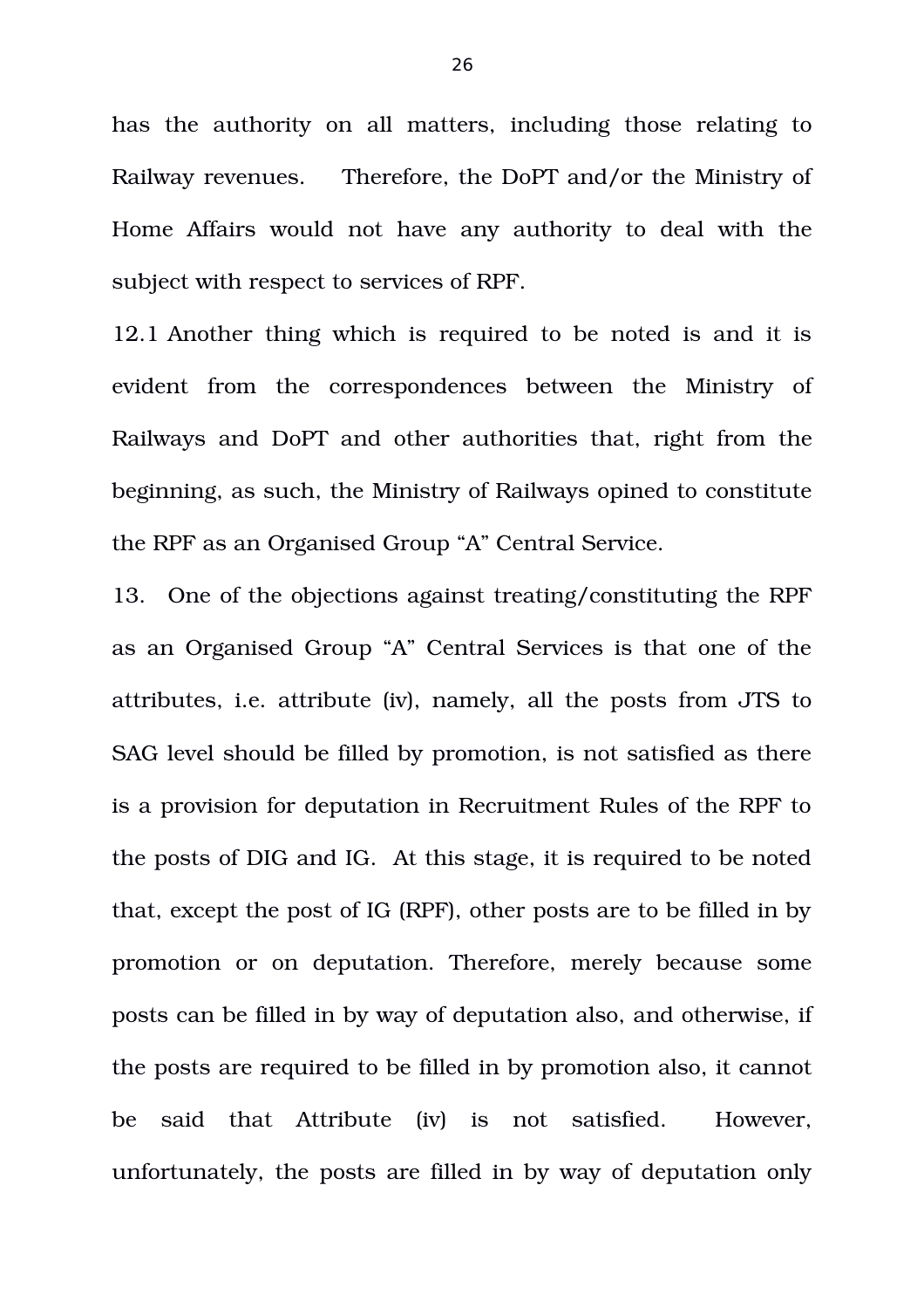has the authority on all matters, including those relating to Railway revenues. Therefore, the DoPT and/or the Ministry of Home Affairs would not have any authority to deal with the subject with respect to services of RPF.

12.1 Another thing which is required to be noted is and it is evident from the correspondences between the Ministry of Railways and DoPT and other authorities that, right from the beginning, as such, the Ministry of Railways opined to constitute the RPF as an Organised Group "A" Central Service.

13. One of the objections against treating/constituting the RPF as an Organised Group "A" Central Services is that one of the attributes, i.e. attribute (iv), namely, all the posts from JTS to SAG level should be filled by promotion, is not satisfied as there is a provision for deputation in Recruitment Rules of the RPF to the posts of DIG and IG. At this stage, it is required to be noted that, except the post of IG (RPF), other posts are to be filled in by promotion or on deputation. Therefore, merely because some posts can be filled in by way of deputation also, and otherwise, if the posts are required to be filled in by promotion also, it cannot be said that Attribute (iv) is not satisfied. However, unfortunately, the posts are filled in by way of deputation only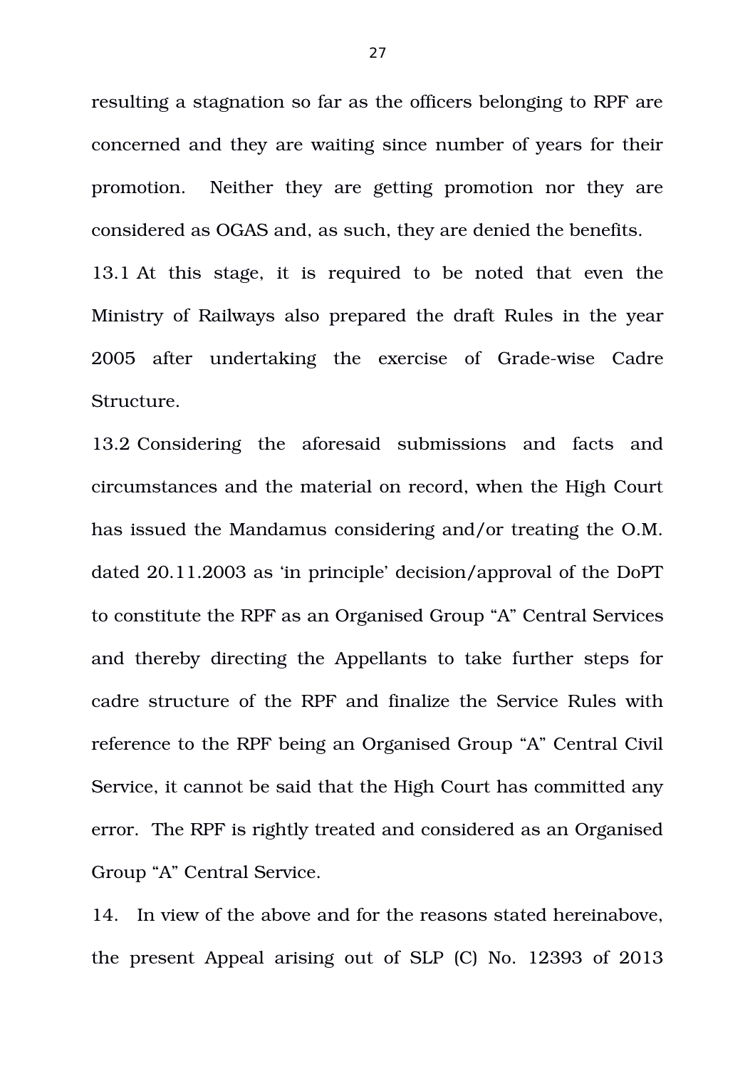resulting a stagnation so far as the officers belonging to RPF are concerned and they are waiting since number of years for their promotion. Neither they are getting promotion nor they are considered as OGAS and, as such, they are denied the benefits.

13.1 At this stage, it is required to be noted that even the Ministry of Railways also prepared the draft Rules in the year 2005 after undertaking the exercise of Grade-wise Cadre Structure.

13.2 Considering the aforesaid submissions and facts and circumstances and the material on record, when the High Court has issued the Mandamus considering and/or treating the O.M. dated 20.11.2003 as 'in principle' decision/approval of the DoPT to constitute the RPF as an Organised Group "A" Central Services and thereby directing the Appellants to take further steps for cadre structure of the RPF and finalize the Service Rules with reference to the RPF being an Organised Group "A" Central Civil Service, it cannot be said that the High Court has committed any error. The RPF is rightly treated and considered as an Organised Group "A" Central Service.

14. In view of the above and for the reasons stated hereinabove, the present Appeal arising out of SLP (C) No. 12393 of 2013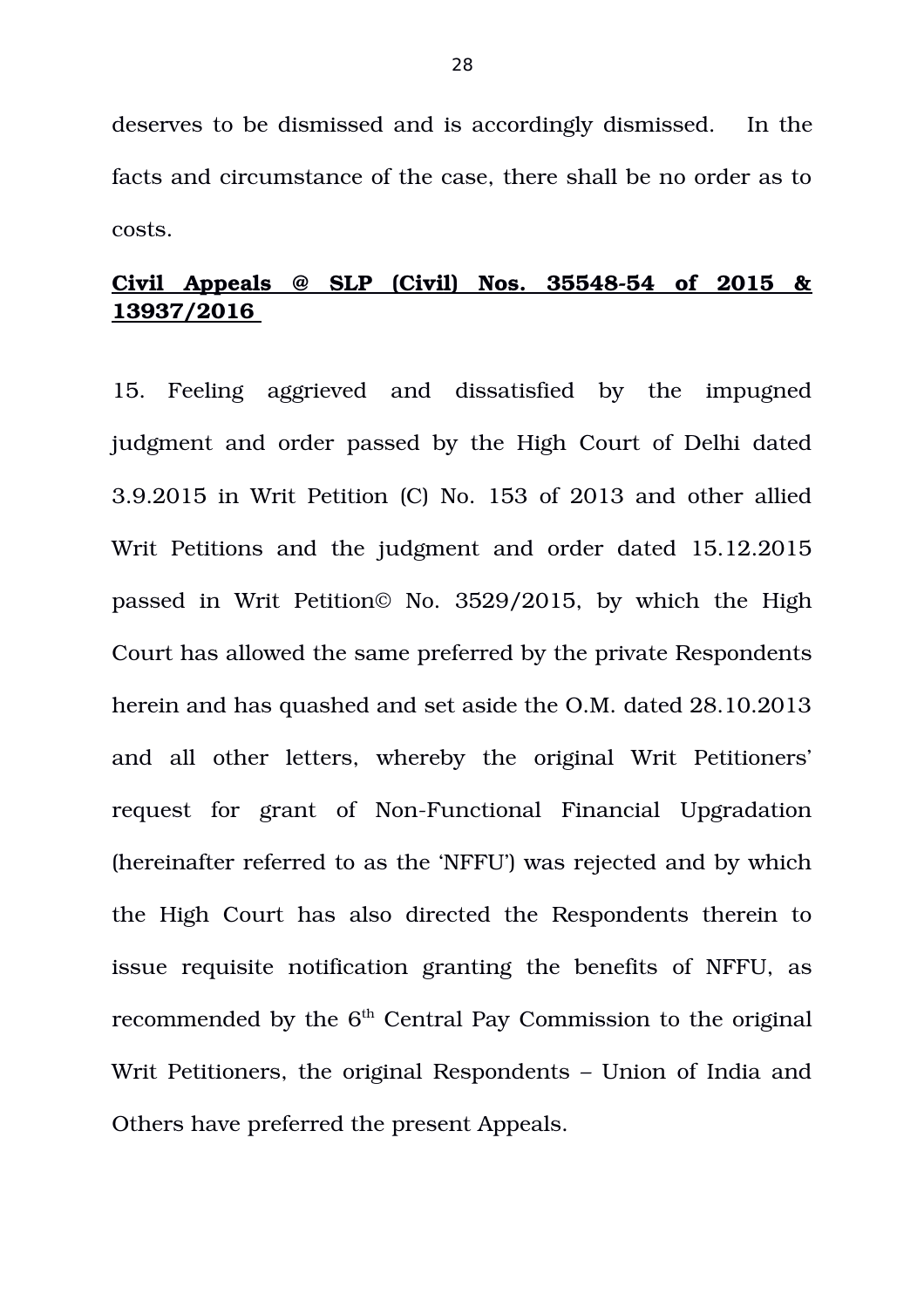deserves to be dismissed and is accordingly dismissed. In the facts and circumstance of the case, there shall be no order as to costs.

**Civil Appeals @ SLP (Civil) Nos. 35548-54 of 2015 & 13937/2016**

15. Feeling aggrieved and dissatisfied by the impugned judgment and order passed by the High Court of Delhi dated 3.9.2015 in Writ Petition (C) No. 153 of 2013 and other allied Writ Petitions and the judgment and order dated 15.12.2015 passed in Writ Petition© No. 3529/2015, by which the High Court has allowed the same preferred by the private Respondents herein and has quashed and set aside the O.M. dated 28.10.2013 and all other letters, whereby the original Writ Petitioners' request for grant of Non-Functional Financial Upgradation (hereinafter referred to as the 'NFFU') was rejected and by which the High Court has also directed the Respondents therein to issue requisite notification granting the benefits of NFFU, as recommended by the 6th Central Pay Commission to the original Writ Petitioners, the original Respondents – Union of India and Others have preferred the present Appeals.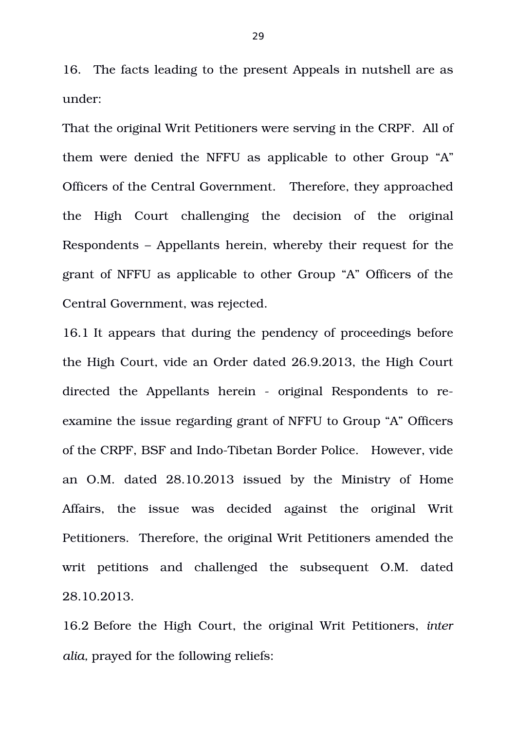16. The facts leading to the present Appeals in nutshell are as under:

That the original Writ Petitioners were serving in the CRPF. All of them were denied the NFFU as applicable to other Group "A" Officers of the Central Government. Therefore, they approached the High Court challenging the decision of the original Respondents – Appellants herein, whereby their request for the grant of NFFU as applicable to other Group "A" Officers of the Central Government, was rejected.

16.1 It appears that during the pendency of proceedings before the High Court, vide an Order dated 26.9.2013, the High Court directed the Appellants herein - original Respondents to re-examine the issue regarding grant of NFFU to Group "A" Officers of the CRPF, BSF and Indo-Tibetan Border Police. However, vide an O.M. dated 28.10.2013 issued by the Ministry of Home Affairs, the issue was decided against the original Writ Petitioners. Therefore, the original Writ Petitioners amended the writ petitions and challenged the subsequent O.M. dated 28.10.2013.

16.2 Before the High Court, the original Writ Petitioners, *inter alia,* prayed for the following reliefs: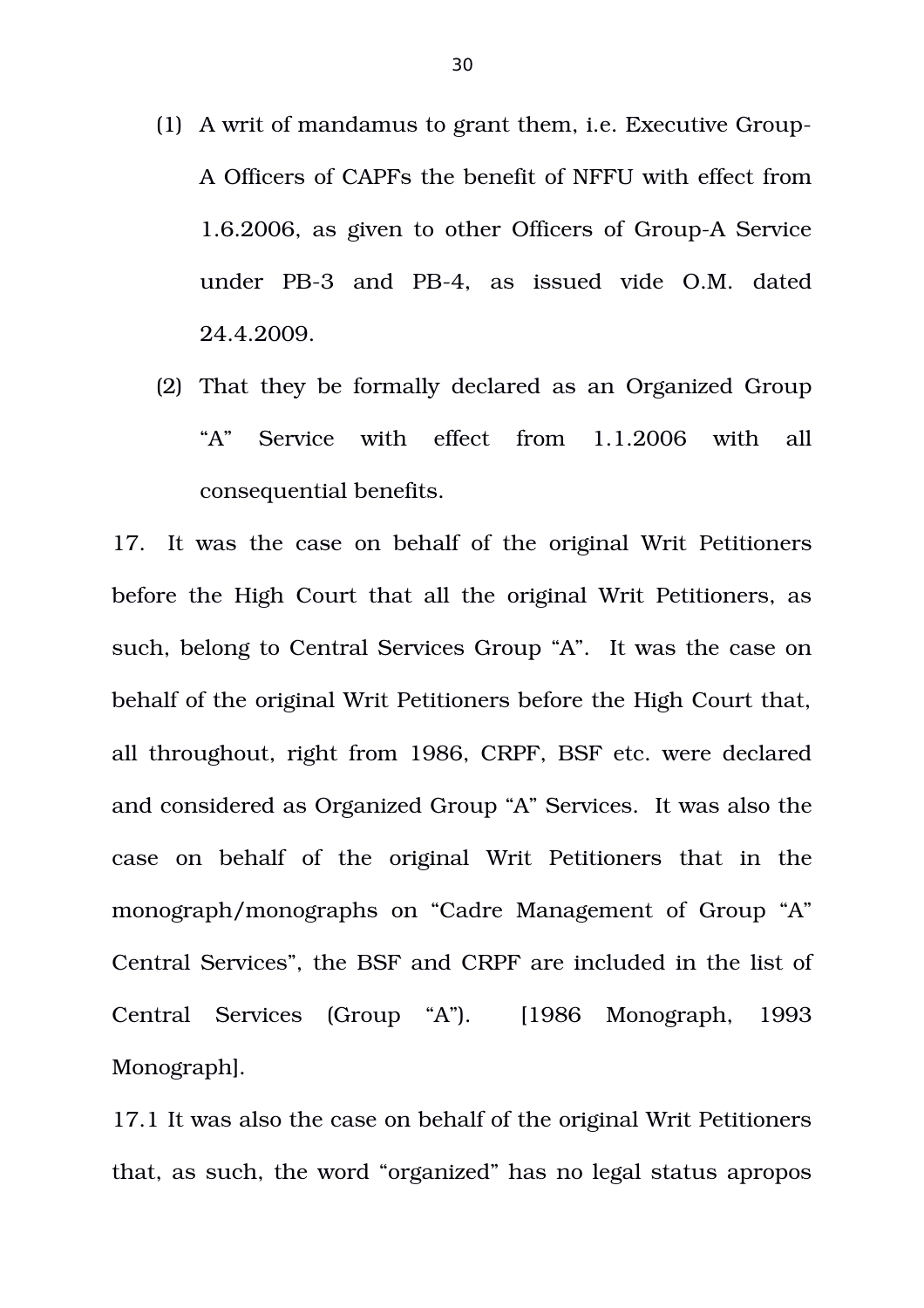(1) A writ of mandamus to grant them, i.e. Executive Group-A Officers of CAPFs the benefit of NFFU with effect from 1.6.2006, as given to other Officers of Group-A Service under PB-3 and PB-4, as issued vide O.M. dated 24.4.2009.

(2) That they be formally declared as an Organized Group "A" Service with effect from 1.1.2006 with all consequential benefits.

17. It was the case on behalf of the original Writ Petitioners before the High Court that all the original Writ Petitioners, as such, belong to Central Services Group "A". It was the case on behalf of the original Writ Petitioners before the High Court that, all throughout, right from 1986, CRPF, BSF etc. were declared and considered as Organized Group "A" Services. It was also the case on behalf of the original Writ Petitioners that in the monograph/monographs on "Cadre Management of Group "A" Central Services", the BSF and CRPF are included in the list of Central Services (Group "A"). [1986 Monograph, 1993 Monograph].

17.1 It was also the case on behalf of the original Writ Petitioners that, as such, the word "organized" has no legal status apropos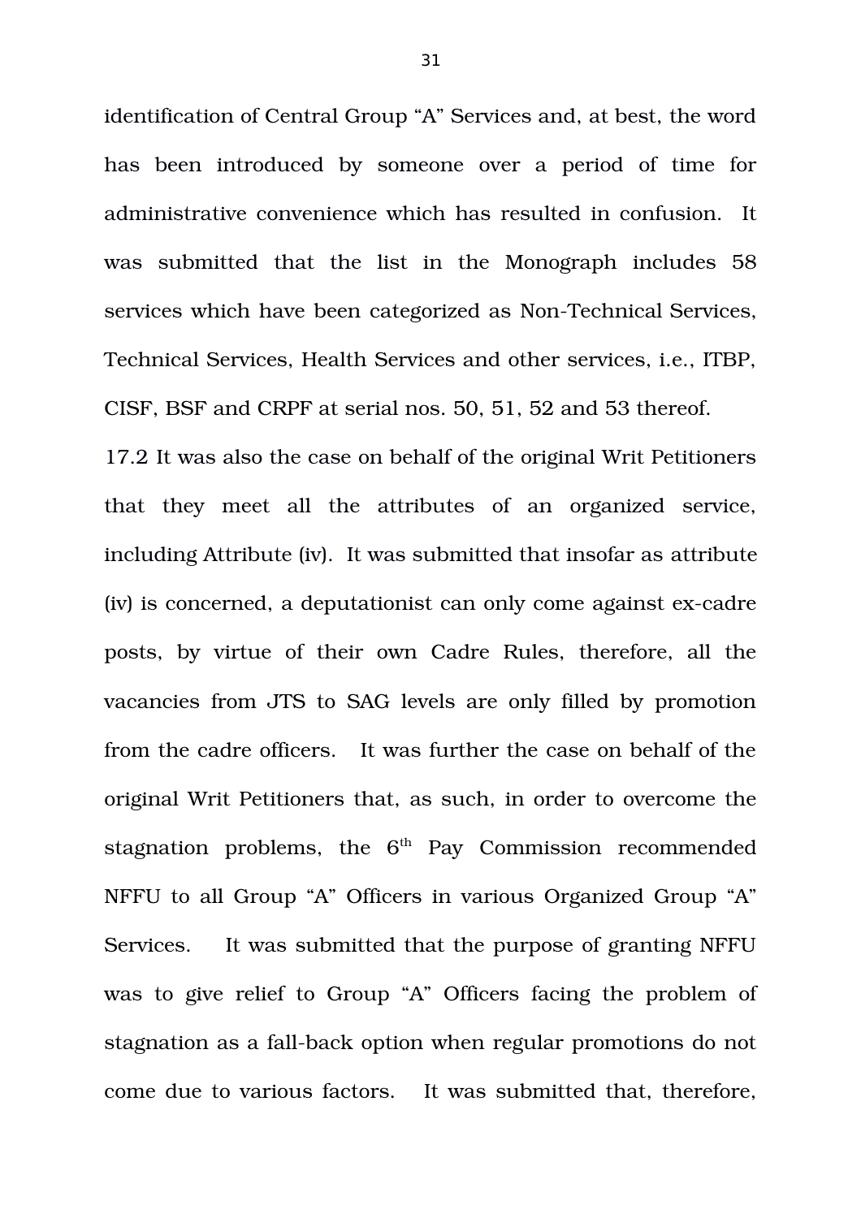identification of Central Group "A" Services and, at best, the word has been introduced by someone over a period of time for administrative convenience which has resulted in confusion. It was submitted that the list in the Monograph includes 58 services which have been categorized as Non-Technical Services, Technical Services, Health Services and other services, i.e., ITBP, CISF, BSF and CRPF at serial nos. 50, 51, 52 and 53 thereof.

17.2 It was also the case on behalf of the original Writ Petitioners that they meet all the attributes of an organized service, including Attribute (iv). It was submitted that insofar as attribute (iv) is concerned, a deputationist can only come against ex-cadre posts, by virtue of their own Cadre Rules, therefore, all the vacancies from JTS to SAG levels are only filled by promotion from the cadre officers. It was further the case on behalf of the original Writ Petitioners that, as such, in order to overcome the stagnation problems, the 6th Pay Commission recommended NFFU to all Group "A" Officers in various Organized Group "A" Services. It was submitted that the purpose of granting NFFU was to give relief to Group "A" Officers facing the problem of stagnation as a fall-back option when regular promotions do not come due to various factors. It was submitted that, therefore,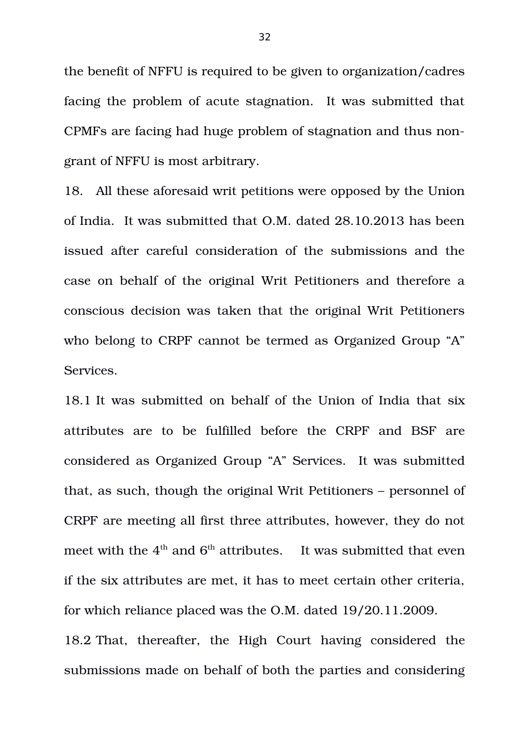the benefit of NFFU is required to be given to organization/cadres facing the problem of acute stagnation. It was submitted that CPMFs are facing had huge problem of stagnation and thus non-grant of NFFU is most arbitrary.

18. All these aforesaid writ petitions were opposed by the Union of India. It was submitted that O.M. dated 28.10.2013 has been issued after careful consideration of the submissions and the case on behalf of the original Writ Petitioners and therefore a conscious decision was taken that the original Writ Petitioners who belong to CRPF cannot be termed as Organized Group "A" Services.

18.1 It was submitted on behalf of the Union of India that six attributes are to be fulfilled before the CRPF and BSF are considered as Organized Group "A" Services. It was submitted that, as such, though the original Writ Petitioners – personnel of CRPF are meeting all first three attributes, however, they do not meet with the 4th and 6th attributes. It was submitted that even if the six attributes are met, it has to meet certain other criteria, for which reliance placed was the O.M. dated 19/20.11.2009.

18.2 That, thereafter, the High Court having considered the submissions made on behalf of both the parties and considering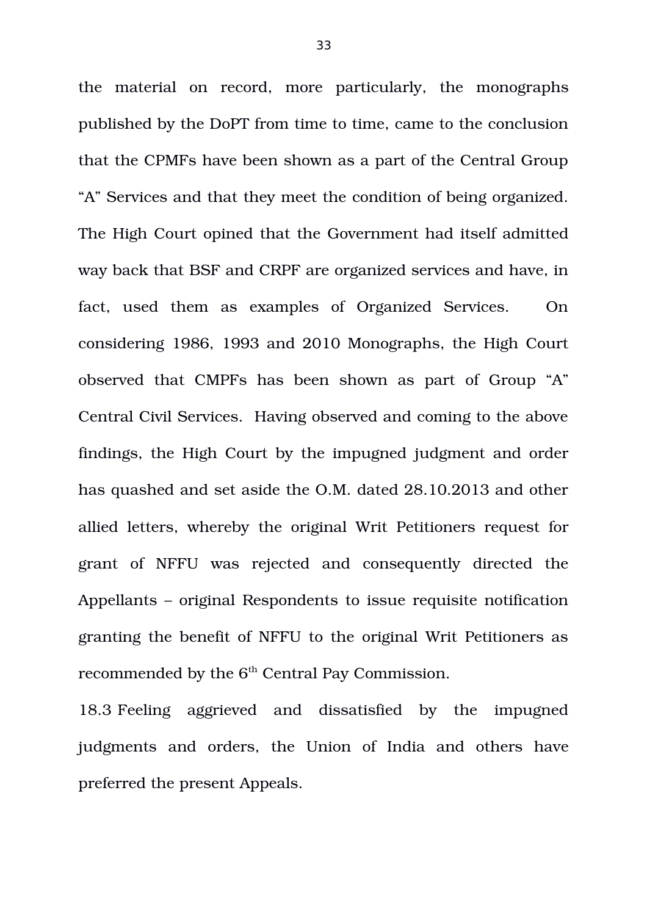the material on record, more particularly, the monographs published by the DoPT from time to time, came to the conclusion that the CPMFs have been shown as a part of the Central Group “A” Services and that they meet the condition of being organized. The High Court opined that the Government had itself admitted way back that BSF and CRPF are organized services and have, in fact, used them as examples of Organized Services. On considering 1986, 1993 and 2010 Monographs, the High Court observed that CMPFs has been shown as part of Group “A” Central Civil Services. Having observed and coming to the above findings, the High Court by the impugned judgment and order has quashed and set aside the O.M. dated 28.10.2013 and other allied letters, whereby the original Writ Petitioners request for grant of NFFU was rejected and consequently directed the Appellants – original Respondents to issue requisite notification granting the benefit of NFFU to the original Writ Petitioners as recommended by the 6th Central Pay Commission.

18.3 Feeling aggrieved and dissatisfied by the impugned judgments and orders, the Union of India and others have preferred the present Appeals.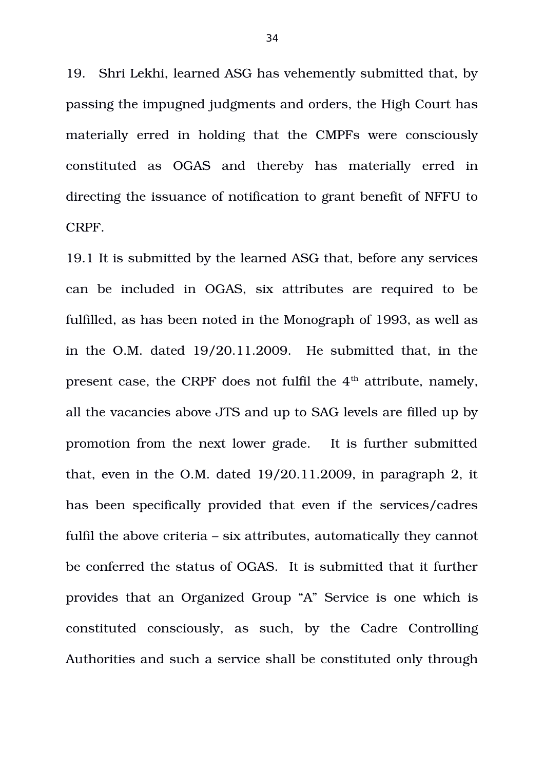19. Shri Lekhi, learned ASG has vehemently submitted that, by passing the impugned judgments and orders, the High Court has materially erred in holding that the CMPFs were consciously constituted as OGAS and thereby has materially erred in directing the issuance of notification to grant benefit of NFFU to CRPF.

19.1 It is submitted by the learned ASG that, before any services can be included in OGAS, six attributes are required to be fulfilled, as has been noted in the Monograph of 1993, as well as in the O.M. dated 19/20.11.2009. He submitted that, in the present case, the CRPF does not fulfil the 4th attribute, namely, all the vacancies above JTS and up to SAG levels are filled up by promotion from the next lower grade. It is further submitted that, even in the O.M. dated 19/20.11.2009, in paragraph 2, it has been specifically provided that even if the services/cadres fulfil the above criteria – six attributes, automatically they cannot be conferred the status of OGAS. It is submitted that it further provides that an Organized Group "A" Service is one which is constituted consciously, as such, by the Cadre Controlling Authorities and such a service shall be constituted only through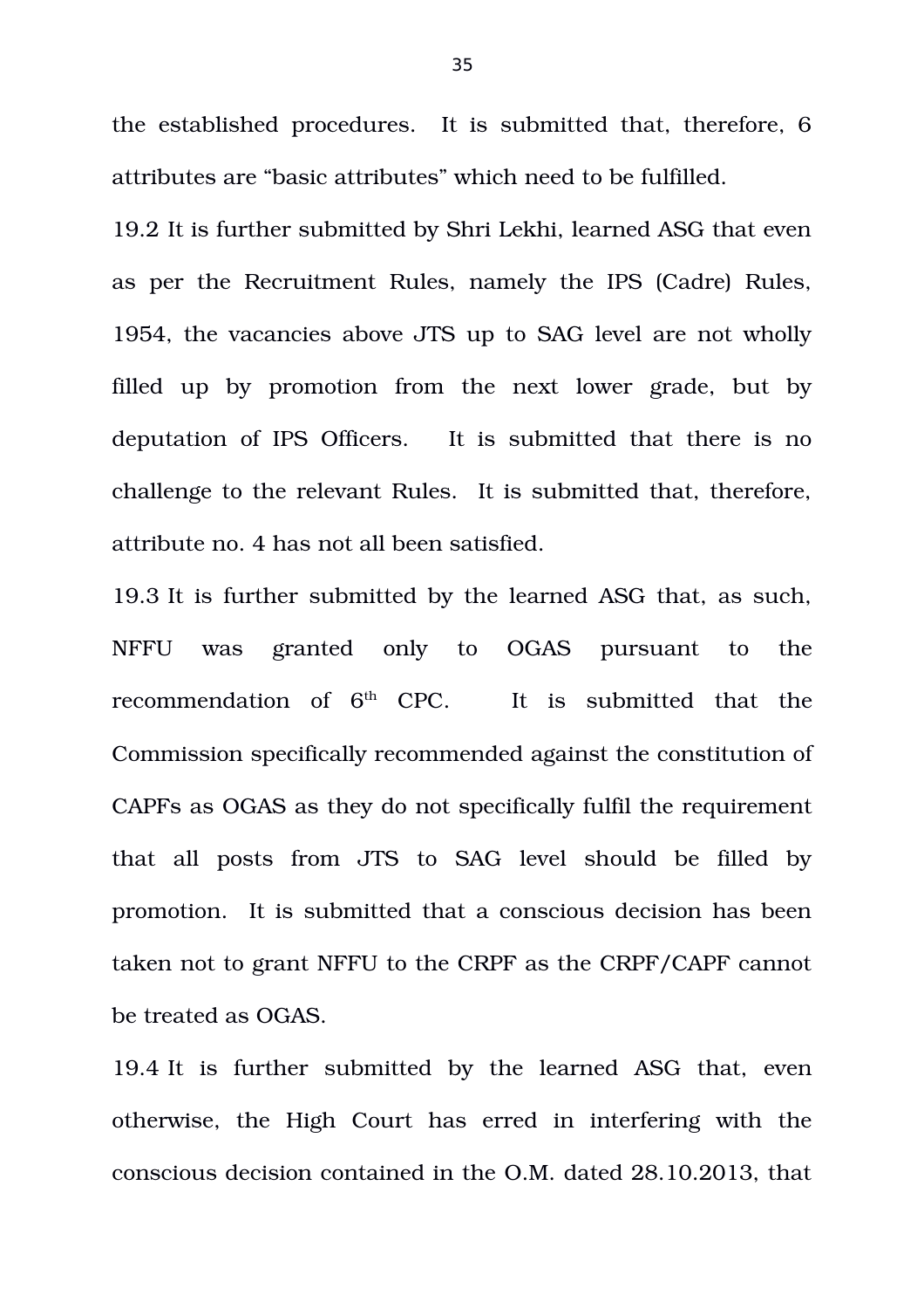the established procedures. It is submitted that, therefore, 6 attributes are "basic attributes" which need to be fulfilled.

19.2 It is further submitted by Shri Lekhi, learned ASG that even as per the Recruitment Rules, namely the IPS (Cadre) Rules, 1954, the vacancies above JTS up to SAG level are not wholly filled up by promotion from the next lower grade, but by deputation of IPS Officers. It is submitted that there is no challenge to the relevant Rules. It is submitted that, therefore, attribute no. 4 has not all been satisfied.

19.3 It is further submitted by the learned ASG that, as such, NFFU was granted only to OGAS pursuant to the recommendation of 6th CPC. It is submitted that the Commission specifically recommended against the constitution of CAPFs as OGAS as they do not specifically fulfil the requirement that all posts from JTS to SAG level should be filled by promotion. It is submitted that a conscious decision has been taken not to grant NFFU to the CRPF as the CRPF/CAPF cannot be treated as OGAS.

19.4 It is further submitted by the learned ASG that, even otherwise, the High Court has erred in interfering with the conscious decision contained in the O.M. dated 28.10.2013, that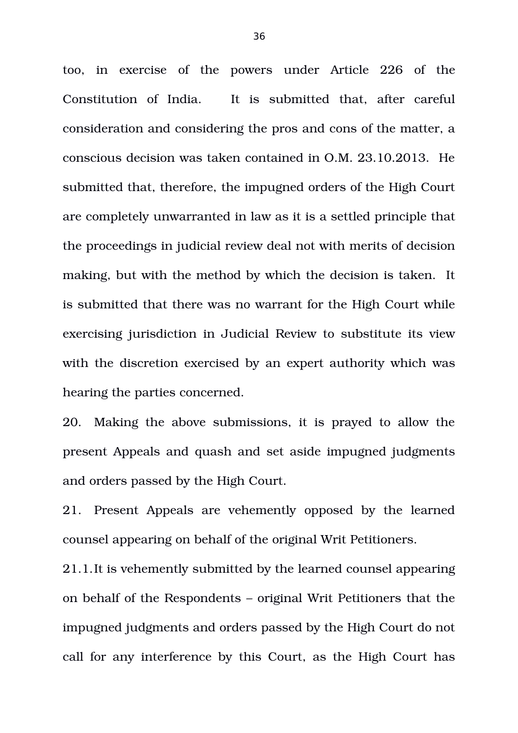too, in exercise of the powers under Article 226 of the Constitution of India. It is submitted that, after careful consideration and considering the pros and cons of the matter, a conscious decision was taken contained in O.M. 23.10.2013. He submitted that, therefore, the impugned orders of the High Court are completely unwarranted in law as it is a settled principle that the proceedings in judicial review deal not with merits of decision making, but with the method by which the decision is taken. It is submitted that there was no warrant for the High Court while exercising jurisdiction in Judicial Review to substitute its view with the discretion exercised by an expert authority which was hearing the parties concerned.

20. Making the above submissions, it is prayed to allow the present Appeals and quash and set aside impugned judgments and orders passed by the High Court.

21. Present Appeals are vehemently opposed by the learned counsel appearing on behalf of the original Writ Petitioners.

21.1. It is vehemently submitted by the learned counsel appearing on behalf of the Respondents – original Writ Petitioners that the impugned judgments and orders passed by the High Court do not call for any interference by this Court, as the High Court has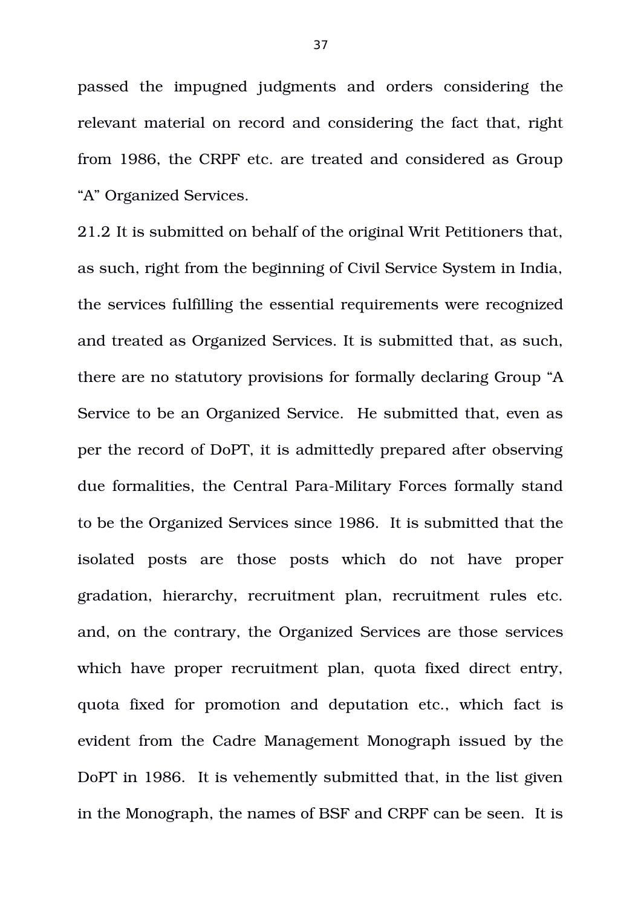passed the impugned judgments and orders considering the relevant material on record and considering the fact that, right from 1986, the CRPF etc. are treated and considered as Group "A" Organized Services.

21.2 It is submitted on behalf of the original Writ Petitioners that, as such, right from the beginning of Civil Service System in India, the services fulfilling the essential requirements were recognized and treated as Organized Services. It is submitted that, as such, there are no statutory provisions for formally declaring Group "A Service to be an Organized Service. He submitted that, even as per the record of DoPT, it is admittedly prepared after observing due formalities, the Central Para-Military Forces formally stand to be the Organized Services since 1986. It is submitted that the isolated posts are those posts which do not have proper gradation, hierarchy, recruitment plan, recruitment rules etc. and, on the contrary, the Organized Services are those services which have proper recruitment plan, quota fixed direct entry, quota fixed for promotion and deputation etc., which fact is evident from the Cadre Management Monograph issued by the DoPT in 1986. It is vehemently submitted that, in the list given in the Monograph, the names of BSF and CRPF can be seen. It is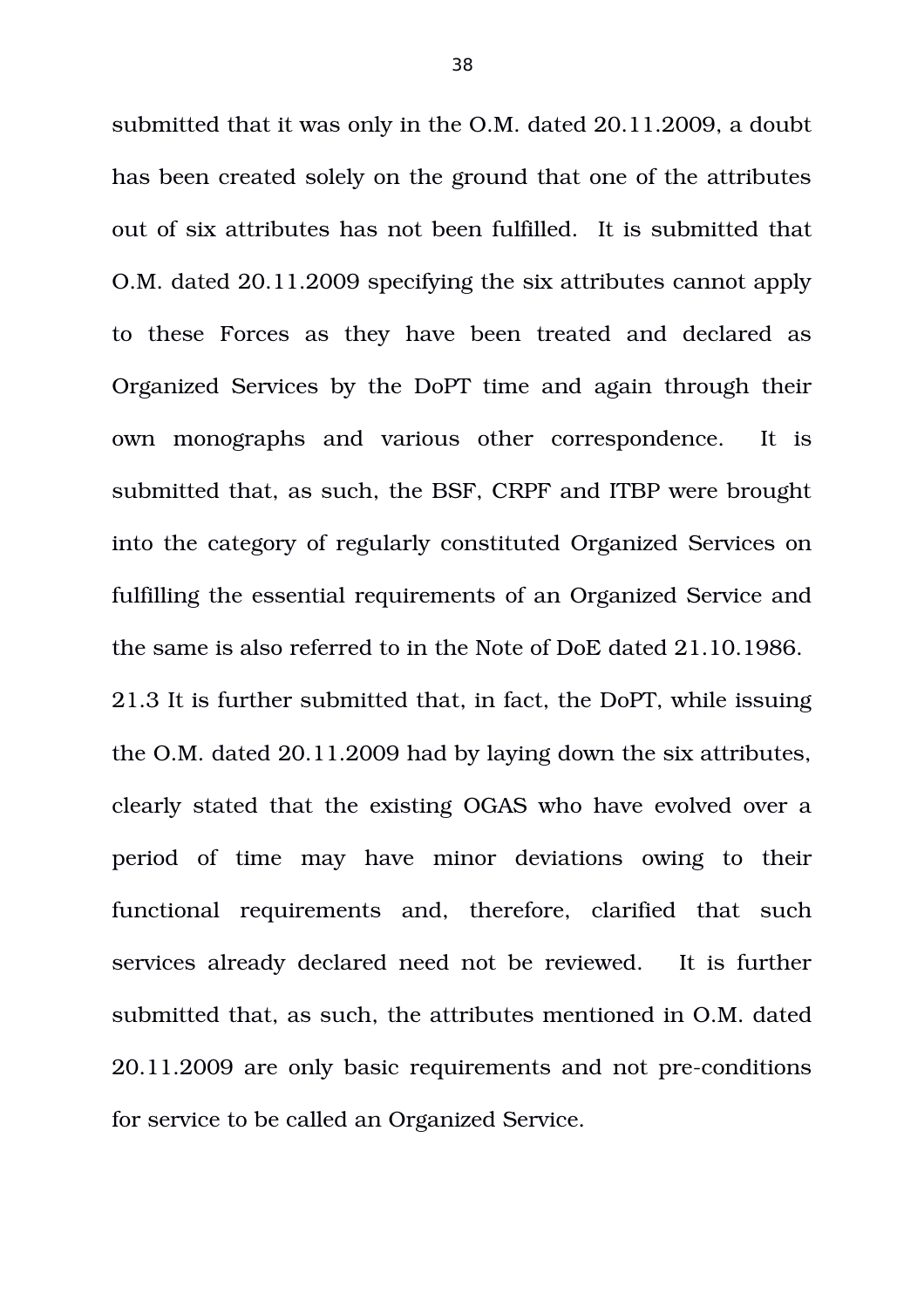submitted that it was only in the O.M. dated 20.11.2009, a doubt has been created solely on the ground that one of the attributes out of six attributes has not been fulfilled. It is submitted that O.M. dated 20.11.2009 specifying the six attributes cannot apply to these Forces as they have been treated and declared as Organized Services by the DoPT time and again through their own monographs and various other correspondence. It is submitted that, as such, the BSF, CRPF and ITBP were brought into the category of regularly constituted Organized Services on fulfilling the essential requirements of an Organized Service and the same is also referred to in the Note of DoE dated 21.10.1986.

21.3 It is further submitted that, in fact, the DoPT, while issuing the O.M. dated 20.11.2009 had by laying down the six attributes, clearly stated that the existing OGAS who have evolved over a period of time may have minor deviations owing to their functional requirements and, therefore, clarified that such services already declared need not be reviewed. It is further submitted that, as such, the attributes mentioned in O.M. dated 20.11.2009 are only basic requirements and not pre-conditions for service to be called an Organized Service.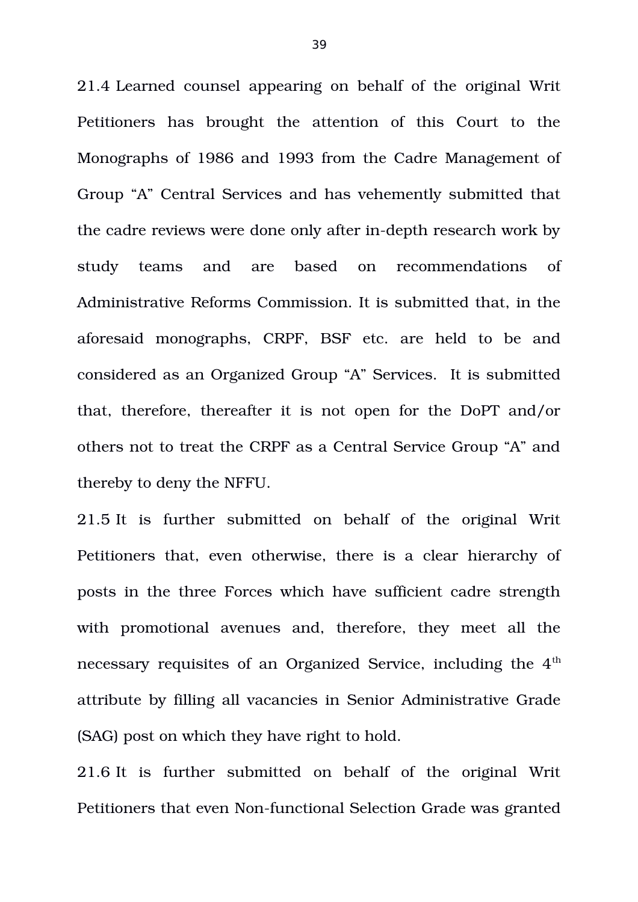21.4 Learned counsel appearing on behalf of the original Writ Petitioners has brought the attention of this Court to the Monographs of 1986 and 1993 from the Cadre Management of Group “A” Central Services and has vehemently submitted that the cadre reviews were done only after in-depth research work by study teams and are based on recommendations of Administrative Reforms Commission. It is submitted that, in the aforesaid monographs, CRPF, BSF etc. are held to be and considered as an Organized Group “A” Services. It is submitted that, therefore, thereafter it is not open for the DoPT and/or others not to treat the CRPF as a Central Service Group “A” and thereby to deny the NFFU.

21.5 It is further submitted on behalf of the original Writ Petitioners that, even otherwise, there is a clear hierarchy of posts in the three Forces which have sufficient cadre strength with promotional avenues and, therefore, they meet all the necessary requisites of an Organized Service, including the 4th attribute by filling all vacancies in Senior Administrative Grade (SAG) post on which they have right to hold.

21.6 It is further submitted on behalf of the original Writ Petitioners that even Non-functional Selection Grade was granted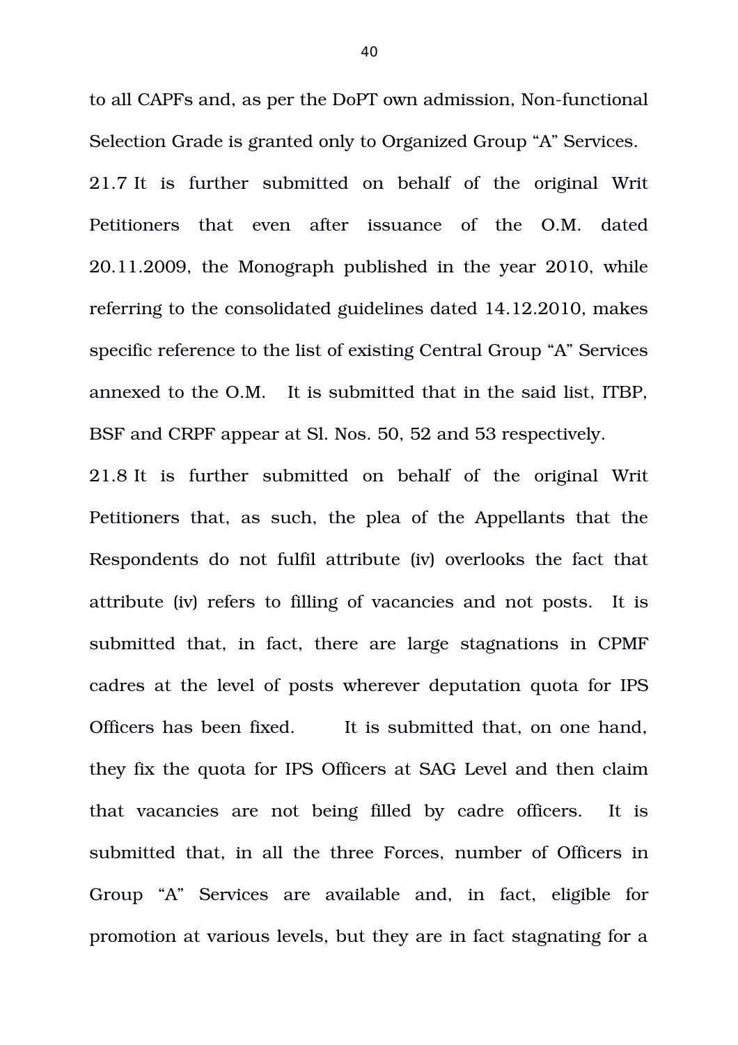to all CAPFs and, as per the DoPT own admission, Non-functional Selection Grade is granted only to Organized Group "A" Services.

21.7 It is further submitted on behalf of the original Writ Petitioners that even after issuance of the O.M. dated 20.11.2009, the Monograph published in the year 2010, while referring to the consolidated guidelines dated 14.12.2010, makes specific reference to the list of existing Central Group "A" Services annexed to the O.M. It is submitted that in the said list, ITBP, BSF and CRPF appear at Sl. Nos. 50, 52 and 53 respectively.

21.8 It is further submitted on behalf of the original Writ Petitioners that, as such, the plea of the Appellants that the Respondents do not fulfil attribute (iv) overlooks the fact that attribute (iv) refers to filling of vacancies and not posts. It is submitted that, in fact, there are large stagnations in CPMF cadres at the level of posts wherever deputation quota for IPS Officers has been fixed. It is submitted that, on one hand, they fix the quota for IPS Officers at SAG Level and then claim that vacancies are not being filled by cadre officers. It is submitted that, in all the three Forces, number of Officers in Group "A" Services are available and, in fact, eligible for promotion at various levels, but they are in fact stagnating for a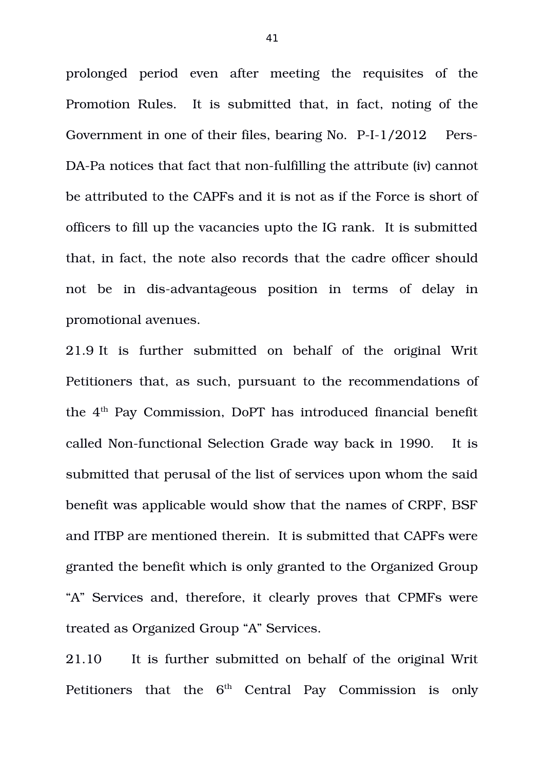prolonged period even after meeting the requisites of the Promotion Rules. It is submitted that, in fact, noting of the Government in one of their files, bearing No. P-I-1/2012 Pers-DA-Pa notices that fact that non-fulfilling the attribute (iv) cannot be attributed to the CAPFs and it is not as if the Force is short of officers to fill up the vacancies upto the IG rank. It is submitted that, in fact, the note also records that the cadre officer should not be in dis-advantageous position in terms of delay in promotional avenues.

21.9 It is further submitted on behalf of the original Writ Petitioners that, as such, pursuant to the recommendations of the 4th Pay Commission, DoPT has introduced financial benefit called Non-functional Selection Grade way back in 1990. It is submitted that perusal of the list of services upon whom the said benefit was applicable would show that the names of CRPF, BSF and ITBP are mentioned therein. It is submitted that CAPFs were granted the benefit which is only granted to the Organized Group "A" Services and, therefore, it clearly proves that CPMFs were treated as Organized Group "A" Services.

21.10 It is further submitted on behalf of the original Writ Petitioners that the 6th Central Pay Commission is only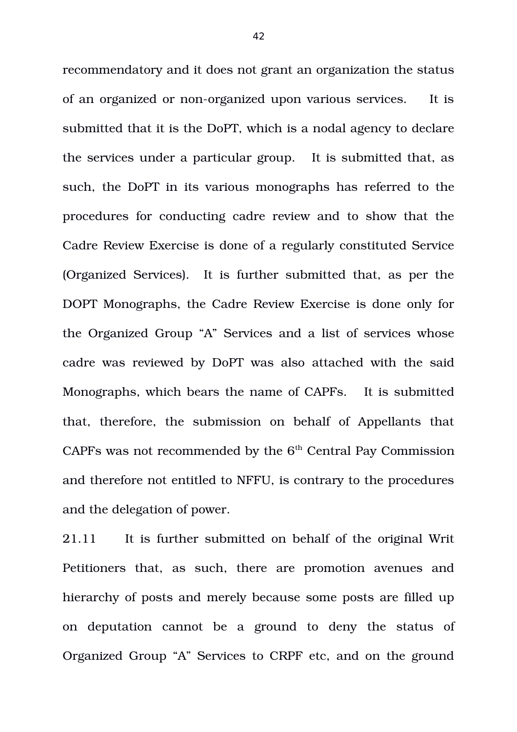recommendatory and it does not grant an organization the status of an organized or non-organized upon various services. It is submitted that it is the DoPT, which is a nodal agency to declare the services under a particular group. It is submitted that, as such, the DoPT in its various monographs has referred to the procedures for conducting cadre review and to show that the Cadre Review Exercise is done of a regularly constituted Service (Organized Services). It is further submitted that, as per the DOPT Monographs, the Cadre Review Exercise is done only for the Organized Group "A" Services and a list of services whose cadre was reviewed by DoPT was also attached with the said Monographs, which bears the name of CAPFs. It is submitted that, therefore, the submission on behalf of Appellants that CAPFs was not recommended by the 6th Central Pay Commission and therefore not entitled to NFFU, is contrary to the procedures and the delegation of power.

21.11 It is further submitted on behalf of the original Writ Petitioners that, as such, there are promotion avenues and hierarchy of posts and merely because some posts are filled up on deputation cannot be a ground to deny the status of Organized Group "A" Services to CRPF etc, and on the ground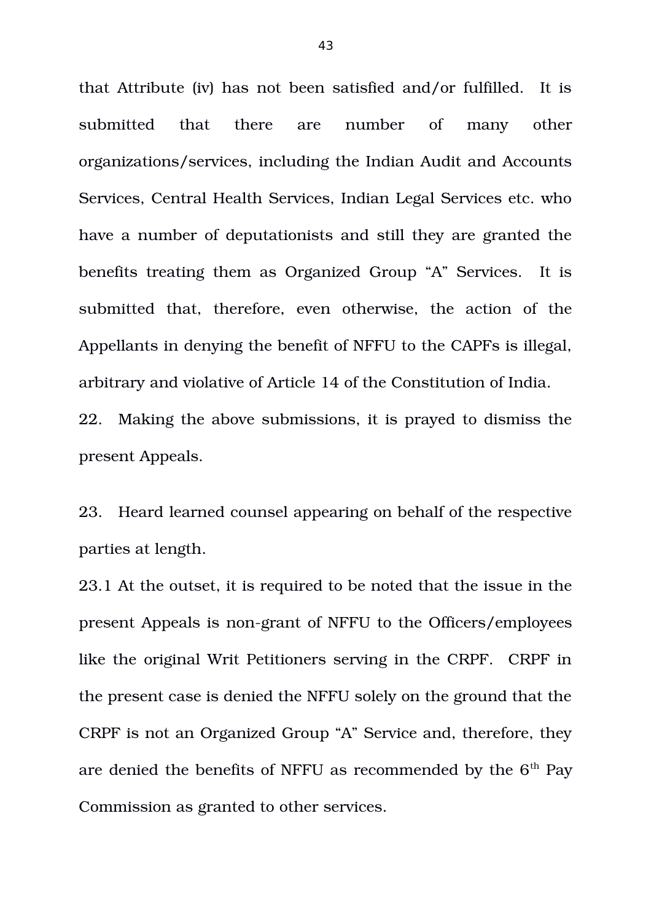that Attribute (iv) has not been satisfied and/or fulfilled. It is submitted that there are number of many other organizations/services, including the Indian Audit and Accounts Services, Central Health Services, Indian Legal Services etc. who have a number of deputationists and still they are granted the benefits treating them as Organized Group "A" Services. It is submitted that, therefore, even otherwise, the action of the Appellants in denying the benefit of NFFU to the CAPFs is illegal, arbitrary and violative of Article 14 of the Constitution of India.

22. Making the above submissions, it is prayed to dismiss the present Appeals.

23. Heard learned counsel appearing on behalf of the respective parties at length.

23.1 At the outset, it is required to be noted that the issue in the present Appeals is non-grant of NFFU to the Officers/employees like the original Writ Petitioners serving in the CRPF. CRPF in the present case is denied the NFFU solely on the ground that the CRPF is not an Organized Group "A" Service and, therefore, they are denied the benefits of NFFU as recommended by the 6th Pay Commission as granted to other services.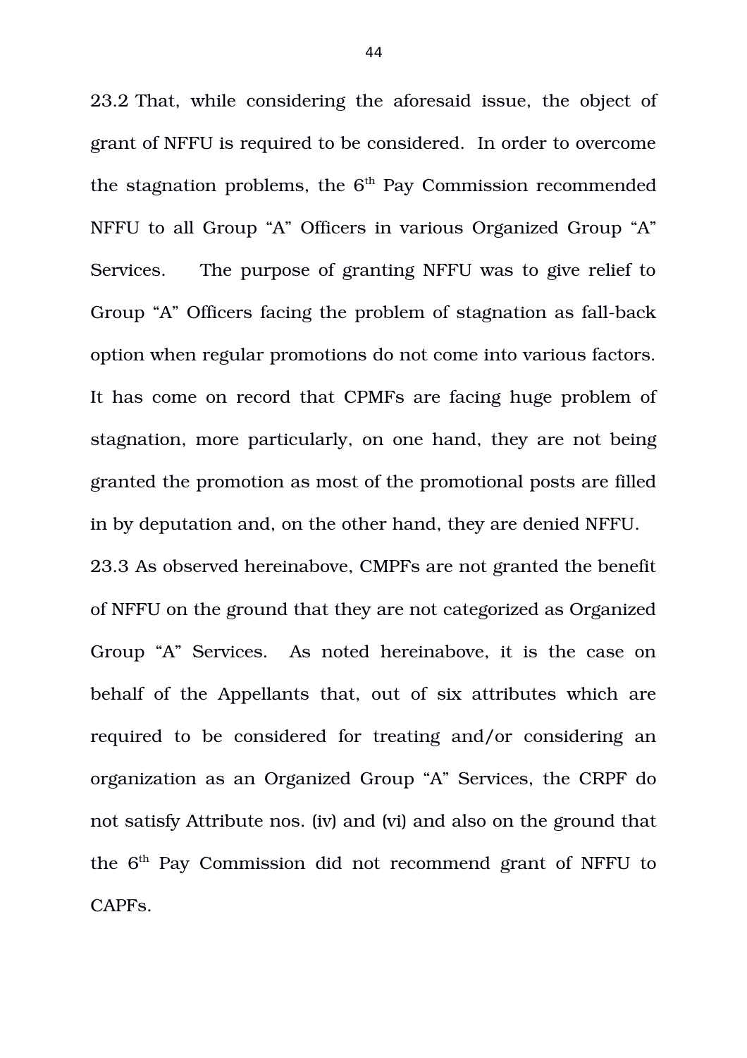23.2 That, while considering the aforesaid issue, the object of grant of NFFU is required to be considered. In order to overcome the stagnation problems, the 6th Pay Commission recommended NFFU to all Group "A" Officers in various Organized Group "A" Services. The purpose of granting NFFU was to give relief to Group "A" Officers facing the problem of stagnation as fall-back option when regular promotions do not come into various factors. It has come on record that CPMFs are facing huge problem of stagnation, more particularly, on one hand, they are not being granted the promotion as most of the promotional posts are filled in by deputation and, on the other hand, they are denied NFFU.

23.3 As observed hereinabove, CMPFs are not granted the benefit of NFFU on the ground that they are not categorized as Organized Group "A" Services. As noted hereinabove, it is the case on behalf of the Appellants that, out of six attributes which are required to be considered for treating and/or considering an organization as an Organized Group "A" Services, the CRPF do not satisfy Attribute nos. (iv) and (vi) and also on the ground that the 6th Pay Commission did not recommend grant of NFFU to CAPFs.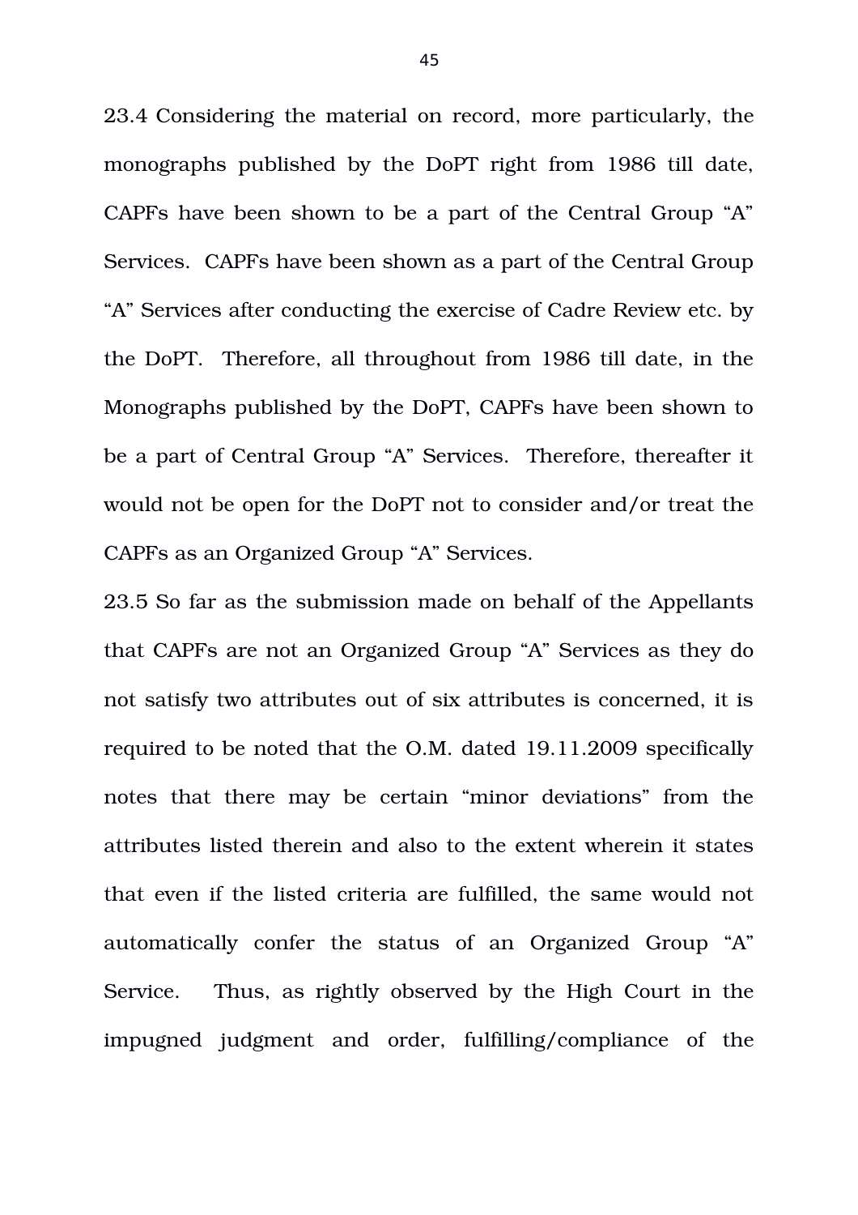23.4 Considering the material on record, more particularly, the monographs published by the DoPT right from 1986 till date, CAPFs have been shown to be a part of the Central Group "A" Services. CAPFs have been shown as a part of the Central Group "A" Services after conducting the exercise of Cadre Review etc. by the DoPT. Therefore, all throughout from 1986 till date, in the Monographs published by the DoPT, CAPFs have been shown to be a part of Central Group "A" Services. Therefore, thereafter it would not be open for the DoPT not to consider and/or treat the CAPFs as an Organized Group "A" Services.

23.5 So far as the submission made on behalf of the Appellants that CAPFs are not an Organized Group "A" Services as they do not satisfy two attributes out of six attributes is concerned, it is required to be noted that the O.M. dated 19.11.2009 specifically notes that there may be certain "minor deviations" from the attributes listed therein and also to the extent wherein it states that even if the listed criteria are fulfilled, the same would not automatically confer the status of an Organized Group "A" Service. Thus, as rightly observed by the High Court in the impugned judgment and order, fulfilling/compliance of the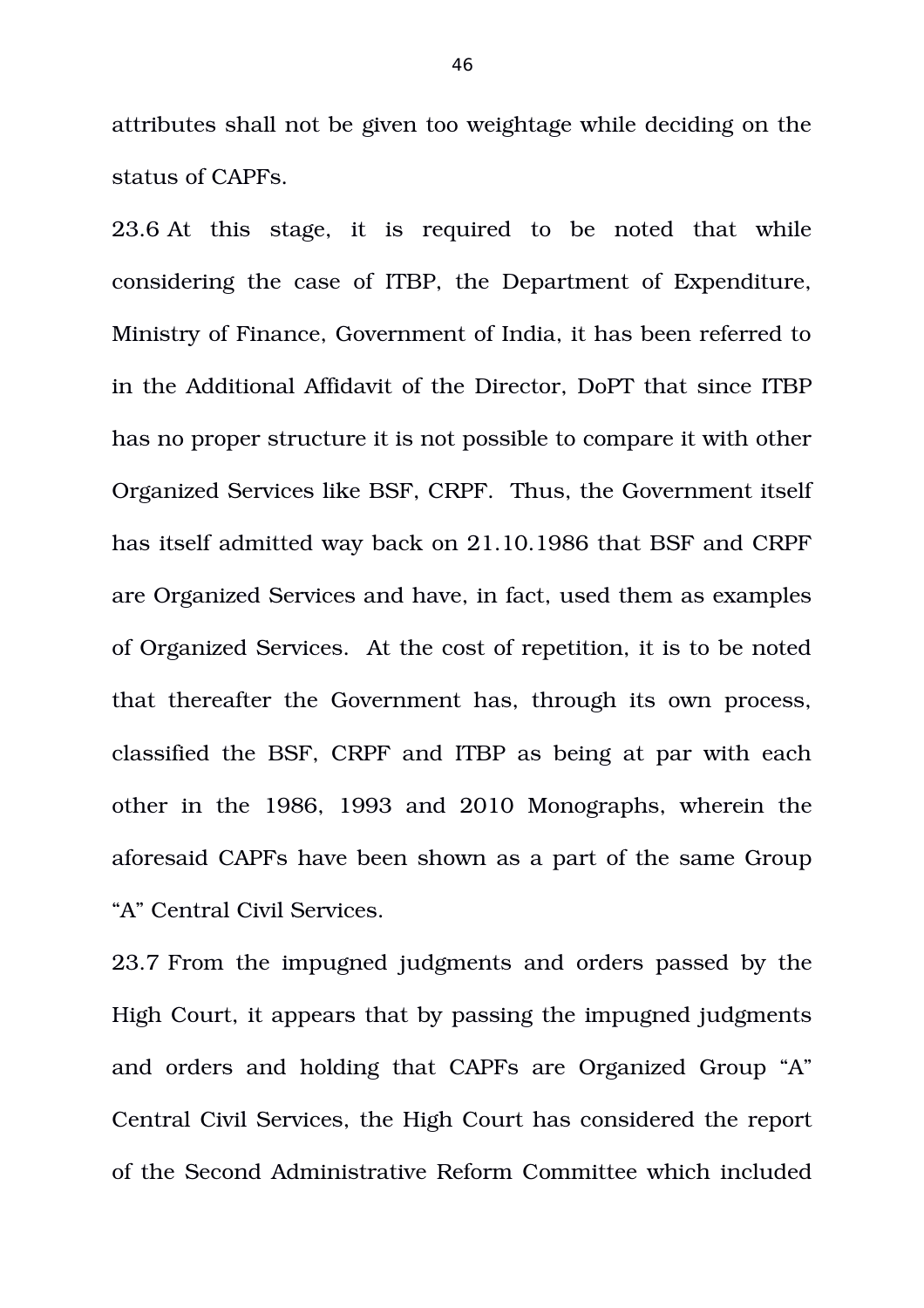attributes shall not be given too weightage while deciding on the status of CAPFs.

23.6 At this stage, it is required to be noted that while considering the case of ITBP, the Department of Expenditure, Ministry of Finance, Government of India, it has been referred to in the Additional Affidavit of the Director, DoPT that since ITBP has no proper structure it is not possible to compare it with other Organized Services like BSF, CRPF. Thus, the Government itself has itself admitted way back on 21.10.1986 that BSF and CRPF are Organized Services and have, in fact, used them as examples of Organized Services. At the cost of repetition, it is to be noted that thereafter the Government has, through its own process, classified the BSF, CRPF and ITBP as being at par with each other in the 1986, 1993 and 2010 Monographs, wherein the aforesaid CAPFs have been shown as a part of the same Group "A" Central Civil Services.

23.7 From the impugned judgments and orders passed by the High Court, it appears that by passing the impugned judgments and orders and holding that CAPFs are Organized Group "A" Central Civil Services, the High Court has considered the report of the Second Administrative Reform Committee which included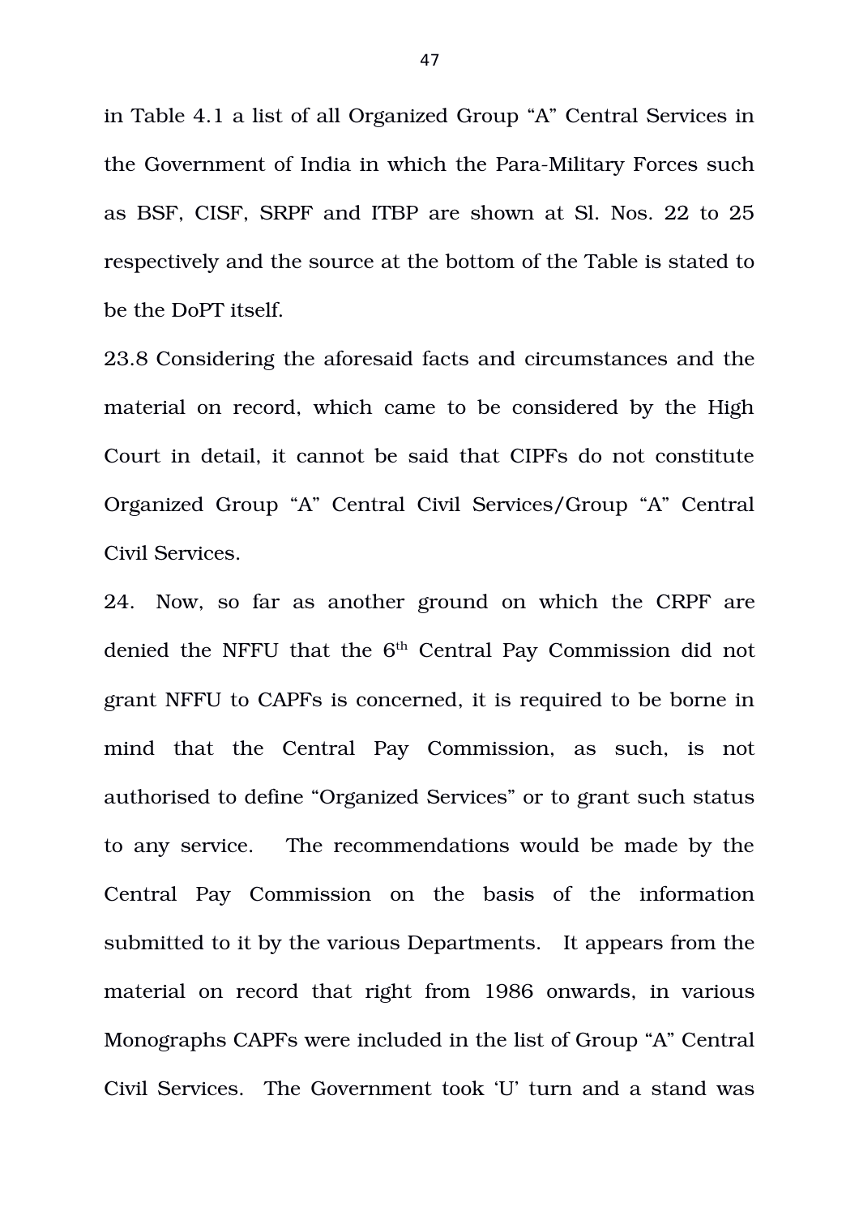in Table 4.1 a list of all Organized Group "A" Central Services in the Government of India in which the Para-Military Forces such as BSF, CISF, SRPF and ITBP are shown at Sl. Nos. 22 to 25 respectively and the source at the bottom of the Table is stated to be the DoPT itself.

23.8 Considering the aforesaid facts and circumstances and the material on record, which came to be considered by the High Court in detail, it cannot be said that CIPFs do not constitute Organized Group "A" Central Civil Services/Group "A" Central Civil Services.

24. Now, so far as another ground on which the CRPF are denied the NFFU that the 6th Central Pay Commission did not grant NFFU to CAPFs is concerned, it is required to be borne in mind that the Central Pay Commission, as such, is not authorised to define "Organized Services" or to grant such status to any service. The recommendations would be made by the Central Pay Commission on the basis of the information submitted to it by the various Departments. It appears from the material on record that right from 1986 onwards, in various Monographs CAPFs were included in the list of Group "A" Central Civil Services. The Government took 'U' turn and a stand was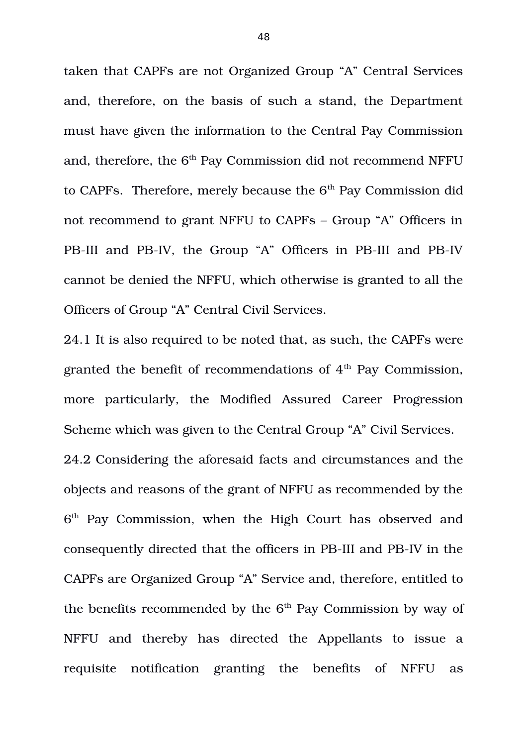taken that CAPFs are not Organized Group “A” Central Services and, therefore, on the basis of such a stand, the Department must have given the information to the Central Pay Commission and, therefore, the 6th Pay Commission did not recommend NFFU to CAPFs. Therefore, merely because the 6th Pay Commission did not recommend to grant NFFU to CAPFs – Group “A” Officers in PB-III and PB-IV, the Group “A” Officers in PB-III and PB-IV cannot be denied the NFFU, which otherwise is granted to all the Officers of Group “A” Central Civil Services.

24.1 It is also required to be noted that, as such, the CAPFs were granted the benefit of recommendations of 4th Pay Commission, more particularly, the Modified Assured Career Progression Scheme which was given to the Central Group “A” Civil Services.

24.2 Considering the aforesaid facts and circumstances and the objects and reasons of the grant of NFFU as recommended by the 6th Pay Commission, when the High Court has observed and consequently directed that the officers in PB-III and PB-IV in the CAPFs are Organized Group “A” Service and, therefore, entitled to the benefits recommended by the 6th Pay Commission by way of NFFU and thereby has directed the Appellants to issue a requisite notification granting the benefits of NFFU as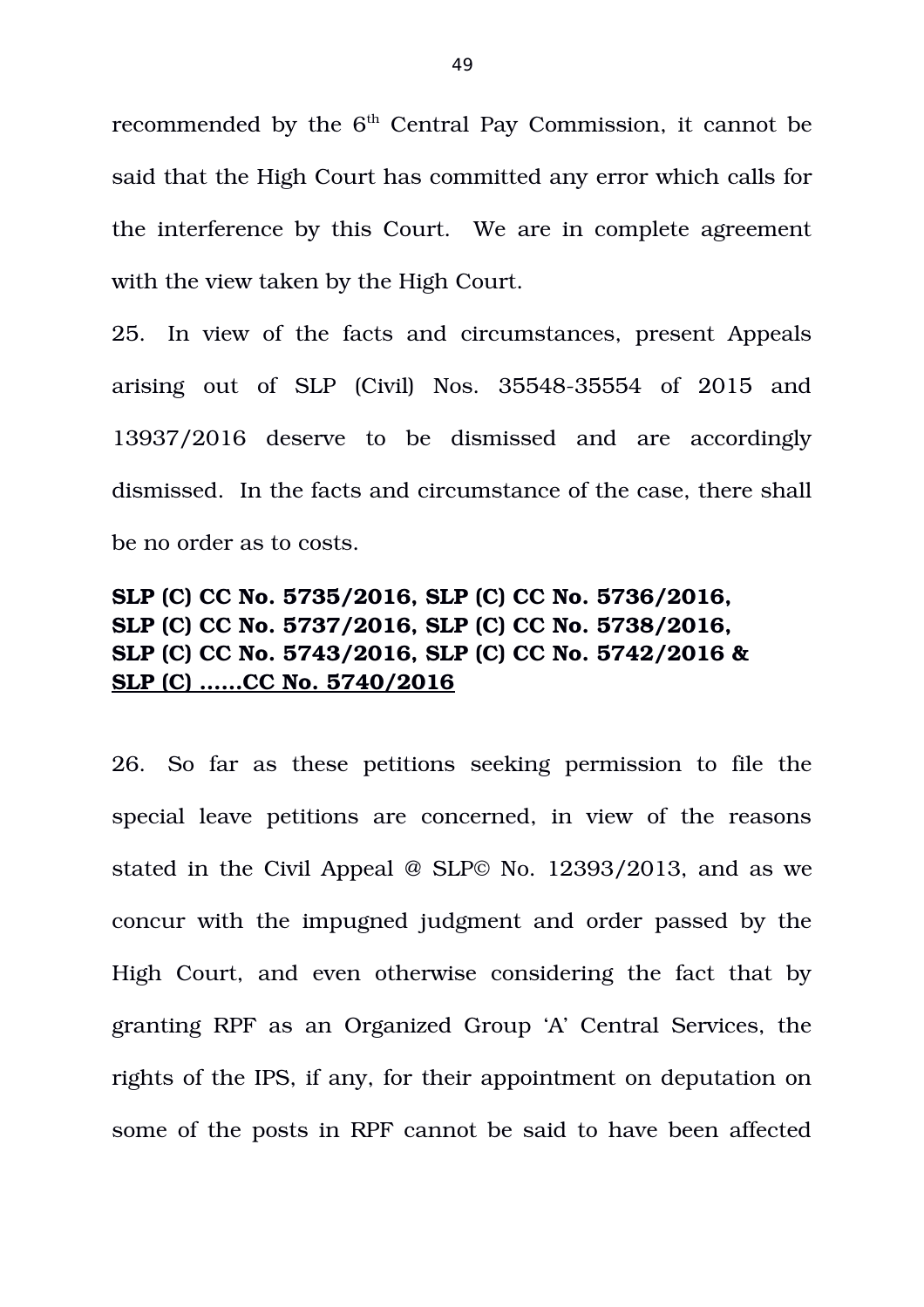recommended by the 6th Central Pay Commission, it cannot be said that the High Court has committed any error which calls for the interference by this Court. We are in complete agreement with the view taken by the High Court.

25. In view of the facts and circumstances, present Appeals arising out of SLP (Civil) Nos. 35548-35554 of 2015 and 13937/2016 deserve to be dismissed and are accordingly dismissed. In the facts and circumstance of the case, there shall be no order as to costs.

**SLP (C) CC No. 5735/2016, SLP (C) CC No. 5736/2016, SLP (C) CC No. 5737/2016, SLP (C) CC No. 5738/2016, SLP (C) CC No. 5743/2016, SLP (C) CC No. 5742/2016 & <u>SLP (C) ......CC No. 5740/2016</u>**

26. So far as these petitions seeking permission to file the special leave petitions are concerned, in view of the reasons stated in the Civil Appeal @ SLP© No. 12393/2013, and as we concur with the impugned judgment and order passed by the High Court, and even otherwise considering the fact that by granting RPF as an Organized Group 'A' Central Services, the rights of the IPS, if any, for their appointment on deputation on some of the posts in RPF cannot be said to have been affected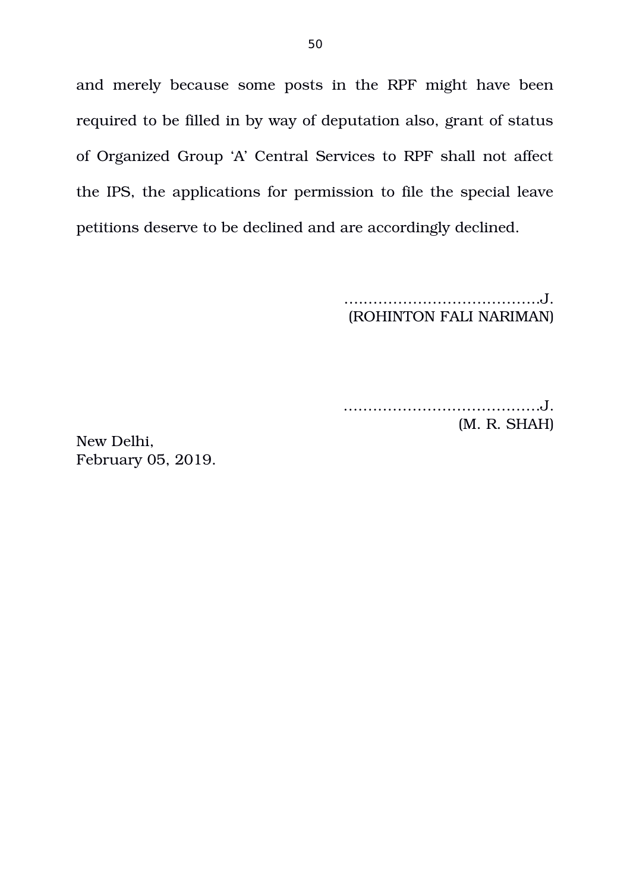and merely because some posts in the RPF might have been required to be filled in by way of deputation also, grant of status of Organized Group 'A' Central Services to RPF shall not affect the IPS, the applications for permission to file the special leave petitions deserve to be declined and are accordingly declined.

…………………………………J.
(ROHINTON FALI NARIMAN)

…………………………………J.
(M. R. SHAH)

New Delhi,
February 05, 2019.